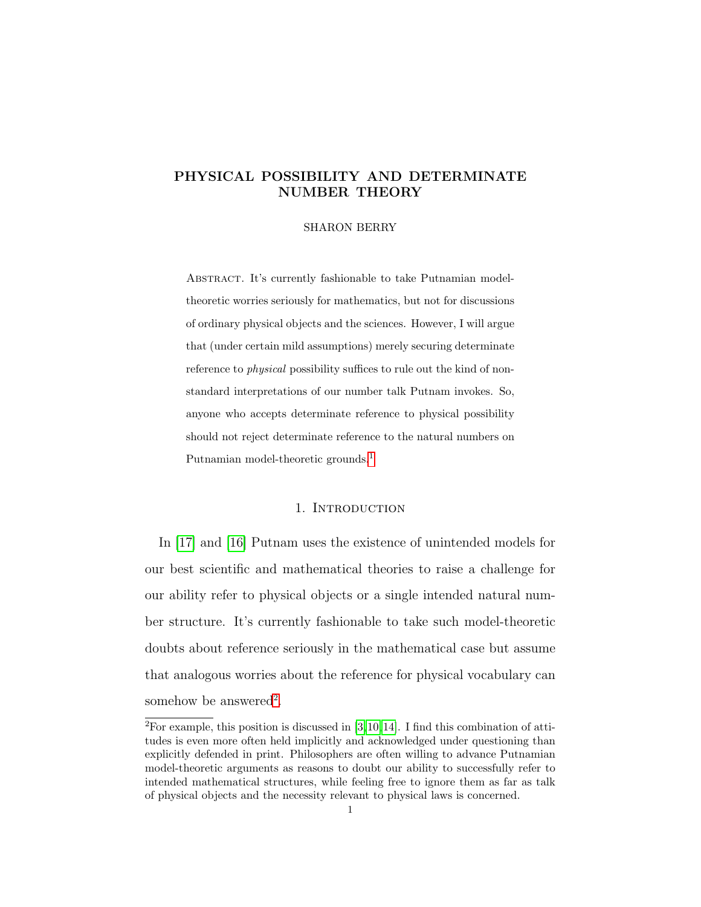# PHYSICAL POSSIBILITY AND DETERMINATE NUMBER THEORY

SHARON BERRY

Abstract. It's currently fashionable to take Putnamian model-theoretic worries seriously for mathematics, but not for discussions of ordinary physical objects and the sciences. However, I will argue that (under certain mild assumptions) merely securing determinate reference to *physical* possibility suffices to rule out the kind of non-standard interpretations of our number talk Putnam invokes. So, anyone who accepts determinate reference to physical possibility should not reject determinate reference to the natural numbers on Putnamian model-theoretic grounds.[1]

## 1. Introduction

In [17] and [16] Putnam uses the existence of unintended models for our best scientific and mathematical theories to raise a challenge for our ability refer to physical objects or a single intended natural number structure. It's currently fashionable to take such model-theoretic doubts about reference seriously in the mathematical case but assume that analogous worries about the reference for physical vocabulary can somehow be answered[2].

[2]For example, this position is discussed in [3,10,14]. I find this combination of attitudes is even more often held implicitly and acknowledged under questioning than explicitly defended in print. Philosophers are often willing to advance Putnamian model-theoretic arguments as reasons to doubt our ability to successfully refer to intended mathematical structures, while feeling free to ignore them as far as talk of physical objects and the necessity relevant to physical laws is concerned.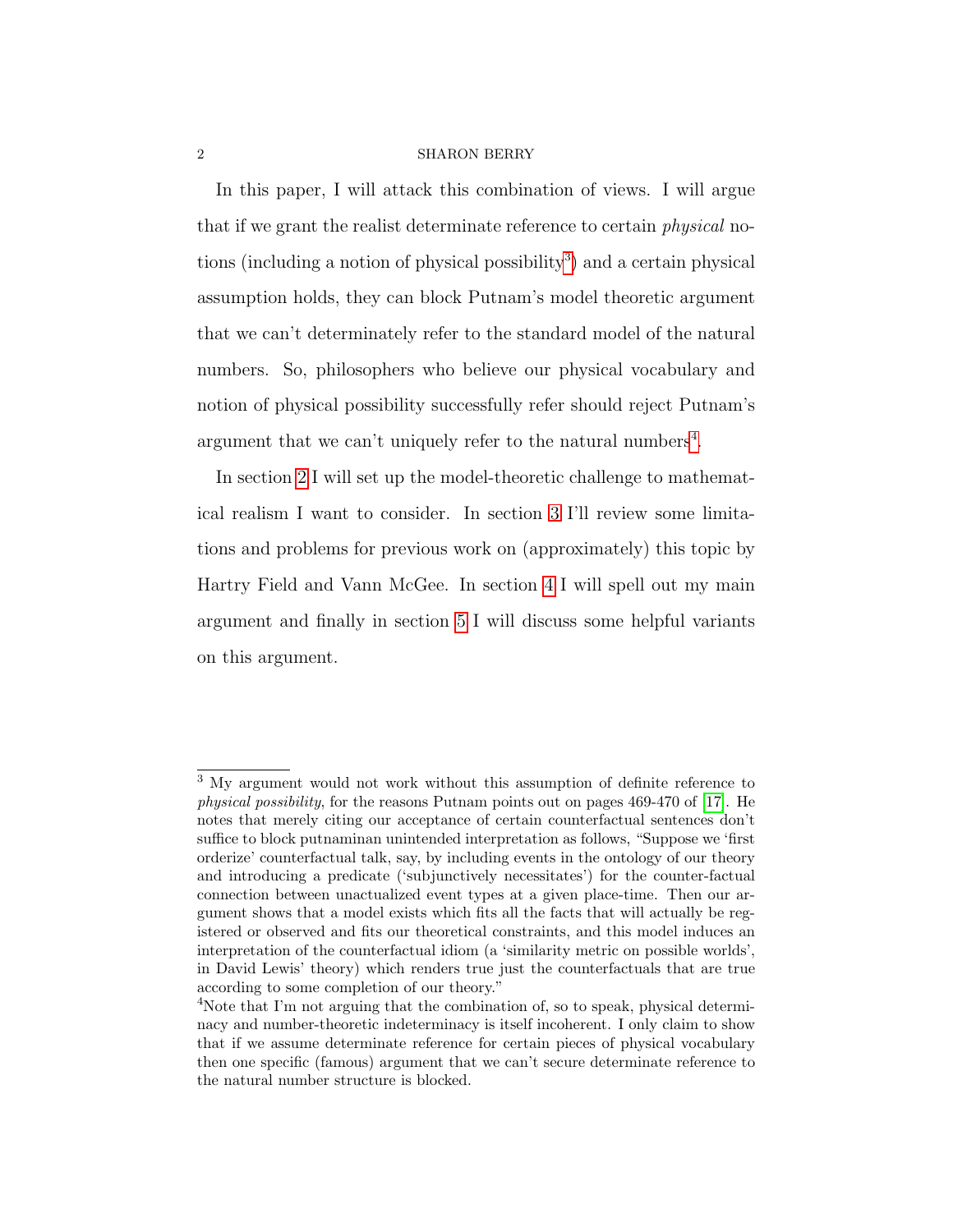In this paper, I will attack this combination of views. I will argue that if we grant the realist determinate reference to certain *physical* notions (including a notion of physical possibility[3]) and a certain physical assumption holds, they can block Putnam's model theoretic argument that we can't determinately refer to the standard model of the natural numbers. So, philosophers who believe our physical vocabulary and notion of physical possibility successfully refer should reject Putnam's argument that we can't uniquely refer to the natural numbers[4].

In section 2 I will set up the model-theoretic challenge to mathematical realism I want to consider. In section 3 I'll review some limitations and problems for previous work on (approximately) this topic by Hartry Field and Vann McGee. In section 4 I will spell out my main argument and finally in section 5 I will discuss some helpful variants on this argument.

---

[3] My argument would not work without this assumption of definite reference to *physical possibility*, for the reasons Putnam points out on pages 469-470 of [17]. He notes that merely citing our acceptance of certain counterfactual sentences don't suffice to block putnaminan unintended interpretation as follows, "Suppose we 'first orderize' counterfactual talk, say, by including events in the ontology of our theory and introducing a predicate ('subjunctively necessitates') for the counter-factual connection between unactualized event types at a given place-time. Then our argument shows that a model exists which fits all the facts that will actually be registered or observed and fits our theoretical constraints, and this model induces an interpretation of the counterfactual idiom (a 'similarity metric on possible worlds', in David Lewis' theory) which renders true just the counterfactuals that are true according to some completion of our theory."

[4] Note that I'm not arguing that the combination of, so to speak, physical determinacy and number-theoretic indeterminacy is itself incoherent. I only claim to show that if we assume determinate reference for certain pieces of physical vocabulary then one specific (famous) argument that we can't secure determinate reference to the natural number structure is blocked.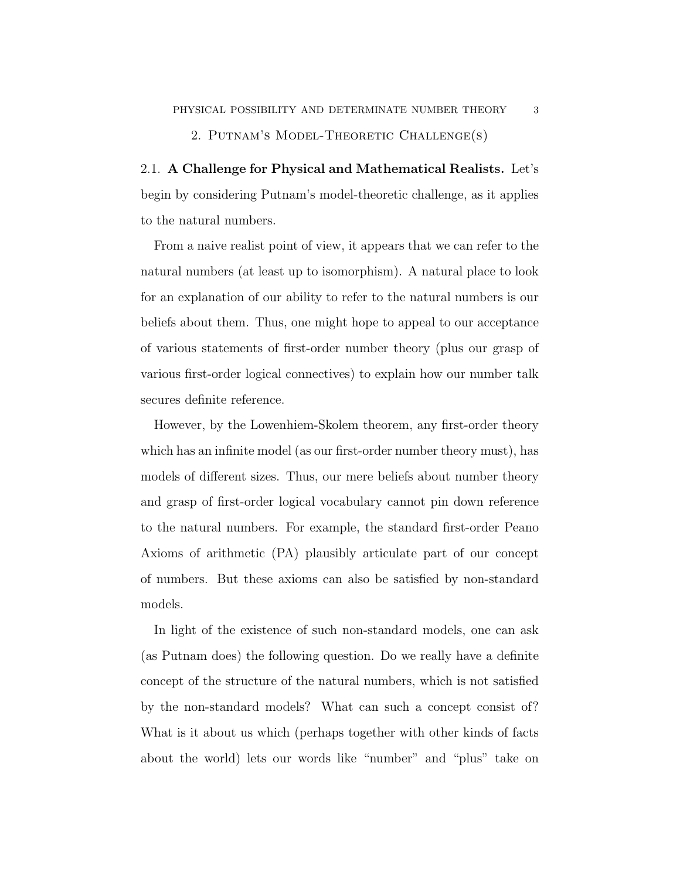## 2. Putnam's Model-Theoretic Challenge(s)

2.1. **A Challenge for Physical and Mathematical Realists.** Let's begin by considering Putnam's model-theoretic challenge, as it applies to the natural numbers.

From a naive realist point of view, it appears that we can refer to the natural numbers (at least up to isomorphism). A natural place to look for an explanation of our ability to refer to the natural numbers is our beliefs about them. Thus, one might hope to appeal to our acceptance of various statements of first-order number theory (plus our grasp of various first-order logical connectives) to explain how our number talk secures definite reference.

However, by the Lowenhiem-Skolem theorem, any first-order theory which has an infinite model (as our first-order number theory must), has models of different sizes. Thus, our mere beliefs about number theory and grasp of first-order logical vocabulary cannot pin down reference to the natural numbers. For example, the standard first-order Peano Axioms of arithmetic (PA) plausibly articulate part of our concept of numbers. But these axioms can also be satisfied by non-standard models.

In light of the existence of such non-standard models, one can ask (as Putnam does) the following question. Do we really have a definite concept of the structure of the natural numbers, which is not satisfied by the non-standard models? What can such a concept consist of? What is it about us which (perhaps together with other kinds of facts about the world) lets our words like "number" and "plus" take on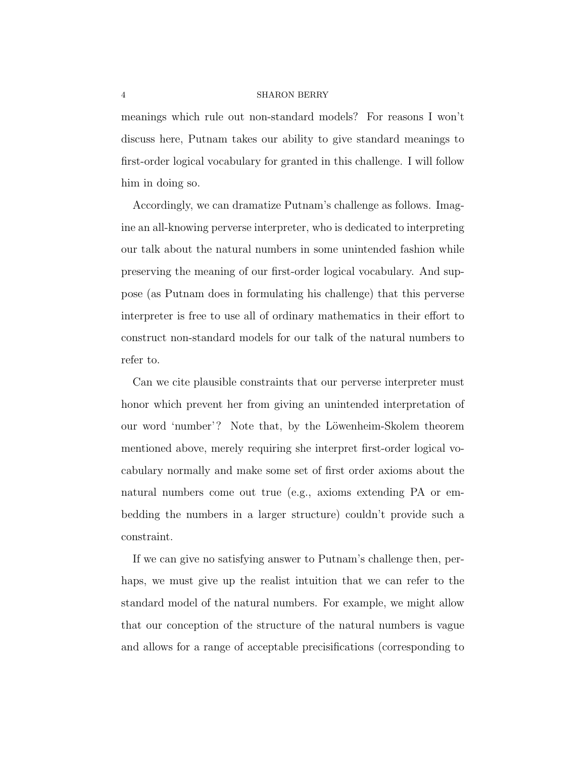meanings which rule out non-standard models? For reasons I won't discuss here, Putnam takes our ability to give standard meanings to first-order logical vocabulary for granted in this challenge. I will follow him in doing so.

Accordingly, we can dramatize Putnam's challenge as follows. Imagine an all-knowing perverse interpreter, who is dedicated to interpreting our talk about the natural numbers in some unintended fashion while preserving the meaning of our first-order logical vocabulary. And suppose (as Putnam does in formulating his challenge) that this perverse interpreter is free to use all of ordinary mathematics in their effort to construct non-standard models for our talk of the natural numbers to refer to.

Can we cite plausible constraints that our perverse interpreter must honor which prevent her from giving an unintended interpretation of our word 'number'? Note that, by the Löwenheim-Skolem theorem mentioned above, merely requiring she interpret first-order logical vocabulary normally and make some set of first order axioms about the natural numbers come out true (e.g., axioms extending PA or embedding the numbers in a larger structure) couldn't provide such a constraint.

If we can give no satisfying answer to Putnam's challenge then, perhaps, we must give up the realist intuition that we can refer to the standard model of the natural numbers. For example, we might allow that our conception of the structure of the natural numbers is vague and allows for a range of acceptable precisifications (corresponding to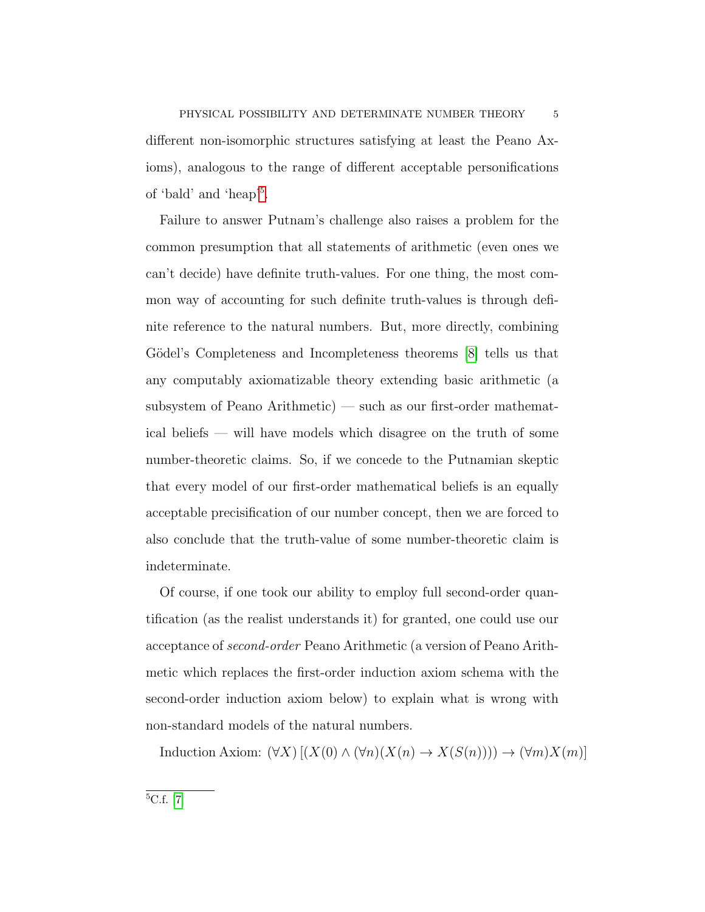different non-isomorphic structures satisfying at least the Peano Axioms), analogous to the range of different acceptable personifications of 'bald' and 'heap'[5].

Failure to answer Putnam's challenge also raises a problem for the common presumption that all statements of arithmetic (even ones we can't decide) have definite truth-values. For one thing, the most common way of accounting for such definite truth-values is through definite reference to the natural numbers. But, more directly, combining Gödel's Completeness and Incompleteness theorems [8] tells us that any computably axiomatizable theory extending basic arithmetic (a subsystem of Peano Arithmetic) — such as our first-order mathematical beliefs — will have models which disagree on the truth of some number-theoretic claims. So, if we concede to the Putnamian skeptic that every model of our first-order mathematical beliefs is an equally acceptable precisification of our number concept, then we are forced to also conclude that the truth-value of some number-theoretic claim is indeterminate.

Of course, if one took our ability to employ full second-order quantification (as the realist understands it) for granted, one could use our acceptance of *second-order* Peano Arithmetic (a version of Peano Arithmetic which replaces the first-order induction axiom schema with the second-order induction axiom below) to explain what is wrong with non-standard models of the natural numbers.

Induction Axiom: $(\forall X)\,[(X(0) \land (\forall n)(X(n) \to X(S(n)))) \to (\forall m)X(m)]$

[5] C.f. [7]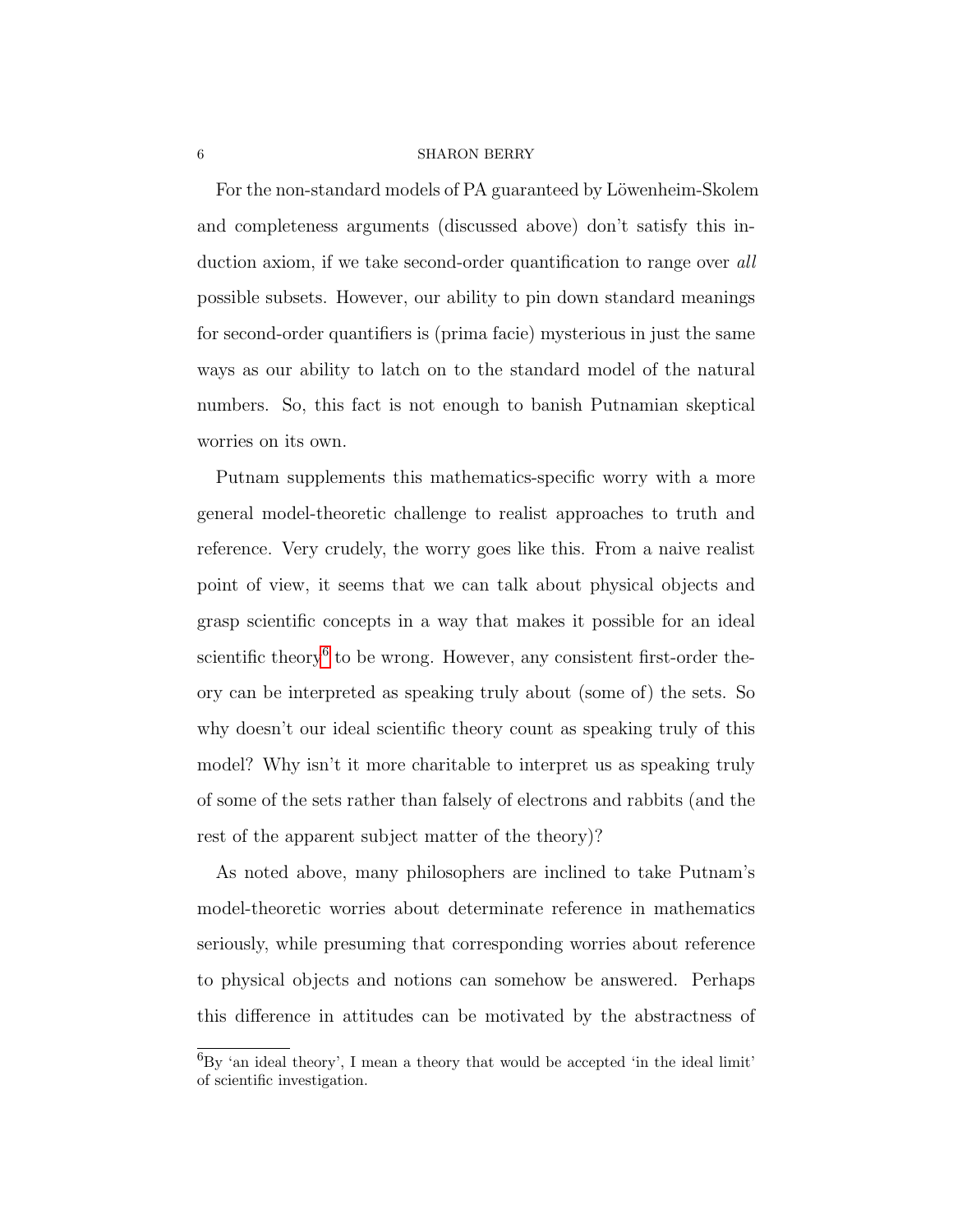For the non-standard models of PA guaranteed by Löwenheim-Skolem and completeness arguments (discussed above) don't satisfy this induction axiom, if we take second-order quantification to range over *all* possible subsets. However, our ability to pin down standard meanings for second-order quantifiers is (prima facie) mysterious in just the same ways as our ability to latch on to the standard model of the natural numbers. So, this fact is not enough to banish Putnamian skeptical worries on its own.

Putnam supplements this mathematics-specific worry with a more general model-theoretic challenge to realist approaches to truth and reference. Very crudely, the worry goes like this. From a naive realist point of view, it seems that we can talk about physical objects and grasp scientific concepts in a way that makes it possible for an ideal scientific theory[6] to be wrong. However, any consistent first-order theory can be interpreted as speaking truly about (some of) the sets. So why doesn't our ideal scientific theory count as speaking truly of this model? Why isn't it more charitable to interpret us as speaking truly of some of the sets rather than falsely of electrons and rabbits (and the rest of the apparent subject matter of the theory)?

As noted above, many philosophers are inclined to take Putnam's model-theoretic worries about determinate reference in mathematics seriously, while presuming that corresponding worries about reference to physical objects and notions can somehow be answered. Perhaps this difference in attitudes can be motivated by the abstractness of

[6]By 'an ideal theory', I mean a theory that would be accepted 'in the ideal limit' of scientific investigation.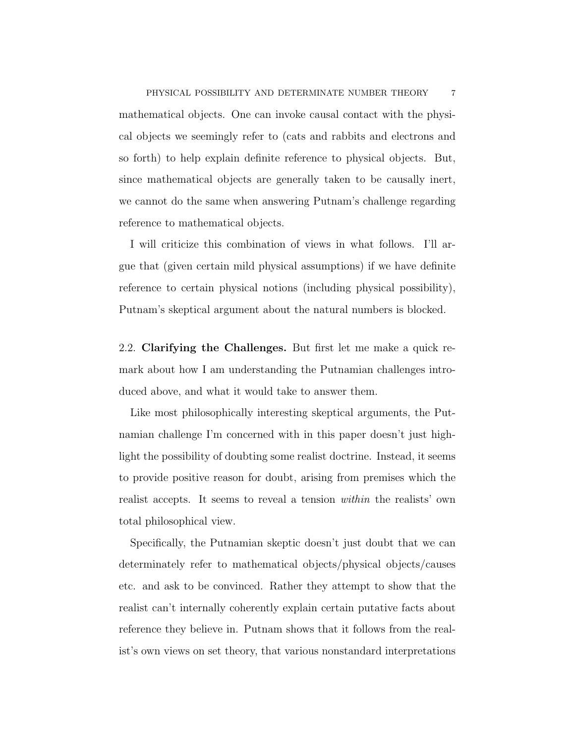mathematical objects. One can invoke causal contact with the physical objects we seemingly refer to (cats and rabbits and electrons and so forth) to help explain definite reference to physical objects. But, since mathematical objects are generally taken to be causally inert, we cannot do the same when answering Putnam's challenge regarding reference to mathematical objects.

I will criticize this combination of views in what follows. I'll argue that (given certain mild physical assumptions) if we have definite reference to certain physical notions (including physical possibility), Putnam's skeptical argument about the natural numbers is blocked.

2.2. **Clarifying the Challenges.** But first let me make a quick remark about how I am understanding the Putnamian challenges introduced above, and what it would take to answer them.

Like most philosophically interesting skeptical arguments, the Putnamian challenge I'm concerned with in this paper doesn't just highlight the possibility of doubting some realist doctrine. Instead, it seems to provide positive reason for doubt, arising from premises which the realist accepts. It seems to reveal a tension *within* the realists' own total philosophical view.

Specifically, the Putnamian skeptic doesn't just doubt that we can determinately refer to mathematical objects/physical objects/causes etc. and ask to be convinced. Rather they attempt to show that the realist can't internally coherently explain certain putative facts about reference they believe in. Putnam shows that it follows from the realist's own views on set theory, that various nonstandard interpretations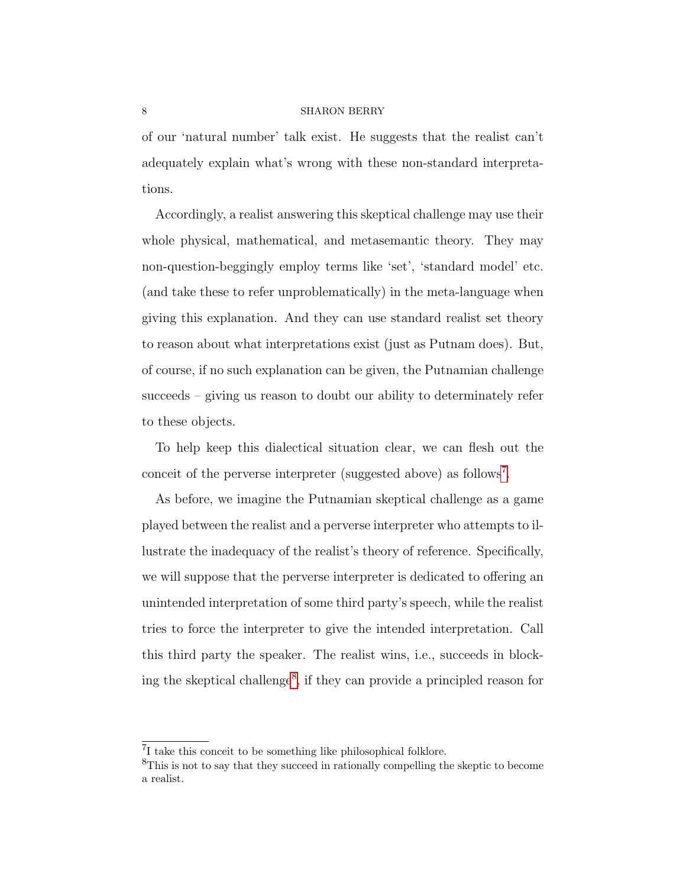of our 'natural number' talk exist. He suggests that the realist can't adequately explain what's wrong with these non-standard interpretations.

Accordingly, a realist answering this skeptical challenge may use their whole physical, mathematical, and metasemantic theory. They may non-question-beggingly employ terms like 'set', 'standard model' etc. (and take these to refer unproblematically) in the meta-language when giving this explanation. And they can use standard realist set theory to reason about what interpretations exist (just as Putnam does). But, of course, if no such explanation can be given, the Putnamian challenge succeeds – giving us reason to doubt our ability to determinately refer to these objects.

To help keep this dialectical situation clear, we can flesh out the conceit of the perverse interpreter (suggested above) as follows[7].

As before, we imagine the Putnamian skeptical challenge as a game played between the realist and a perverse interpreter who attempts to illustrate the inadequacy of the realist's theory of reference. Specifically, we will suppose that the perverse interpreter is dedicated to offering an unintended interpretation of some third party's speech, while the realist tries to force the interpreter to give the intended interpretation. Call this third party the speaker. The realist wins, i.e., succeeds in blocking the skeptical challenge[8], if they can provide a principled reason for

[7] I take this conceit to be something like philosophical folklore.

[8] This is not to say that they succeed in rationally compelling the skeptic to become a realist.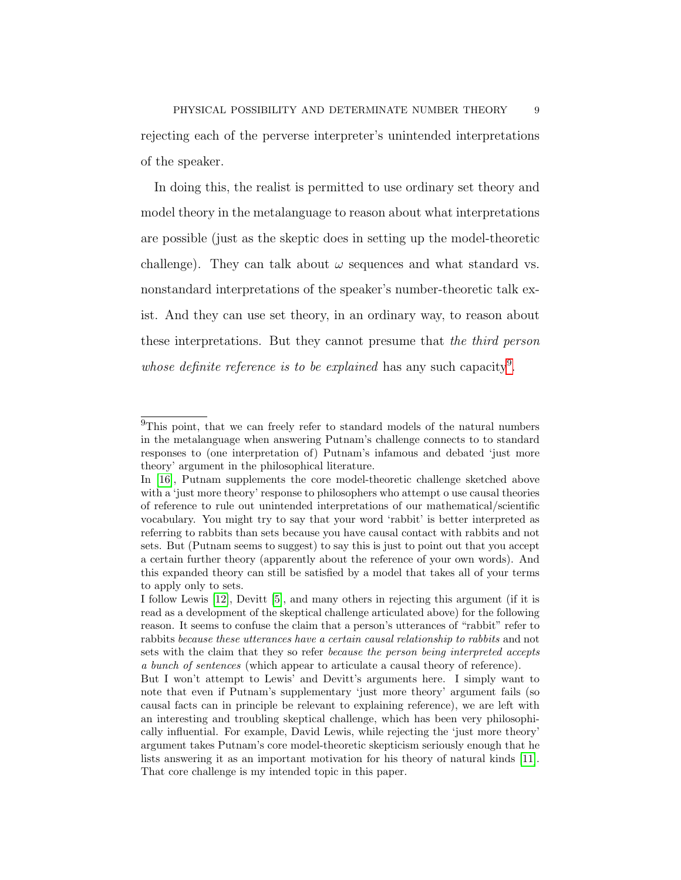rejecting each of the perverse interpreter's unintended interpretations of the speaker.

In doing this, the realist is permitted to use ordinary set theory and model theory in the metalanguage to reason about what interpretations are possible (just as the skeptic does in setting up the model-theoretic challenge). They can talk about $\omega$ sequences and what standard vs. nonstandard interpretations of the speaker's number-theoretic talk exist. And they can use set theory, in an ordinary way, to reason about these interpretations. But they cannot presume that *the third person whose definite reference is to be explained* has any such capacity[9].

---

[9]This point, that we can freely refer to standard models of the natural numbers in the metalanguage when answering Putnam's challenge connects to to standard responses to (one interpretation of) Putnam's infamous and debated 'just more theory' argument in the philosophical literature.

In [16], Putnam supplements the core model-theoretic challenge sketched above with a 'just more theory' response to philosophers who attempt o use causal theories of reference to rule out unintended interpretations of our mathematical/scientific vocabulary. You might try to say that your word 'rabbit' is better interpreted as referring to rabbits than sets because you have causal contact with rabbits and not sets. But (Putnam seems to suggest) to say this is just to point out that you accept a certain further theory (apparently about the reference of your own words). And this expanded theory can still be satisfied by a model that takes all of your terms to apply only to sets.

I follow Lewis [12], Devitt [5], and many others in rejecting this argument (if it is read as a development of the skeptical challenge articulated above) for the following reason. It seems to confuse the claim that a person's utterances of "rabbit" refer to rabbits *because these utterances have a certain causal relationship to rabbits* and not sets with the claim that they so refer *because the person being interpreted accepts a bunch of sentences* (which appear to articulate a causal theory of reference).

But I won't attempt to Lewis' and Devitt's arguments here. I simply want to note that even if Putnam's supplementary 'just more theory' argument fails (so causal facts can in principle be relevant to explaining reference), we are left with an interesting and troubling skeptical challenge, which has been very philosophically influential. For example, David Lewis, while rejecting the 'just more theory' argument takes Putnam's core model-theoretic skepticism seriously enough that he lists answering it as an important motivation for his theory of natural kinds [11]. That core challenge is my intended topic in this paper.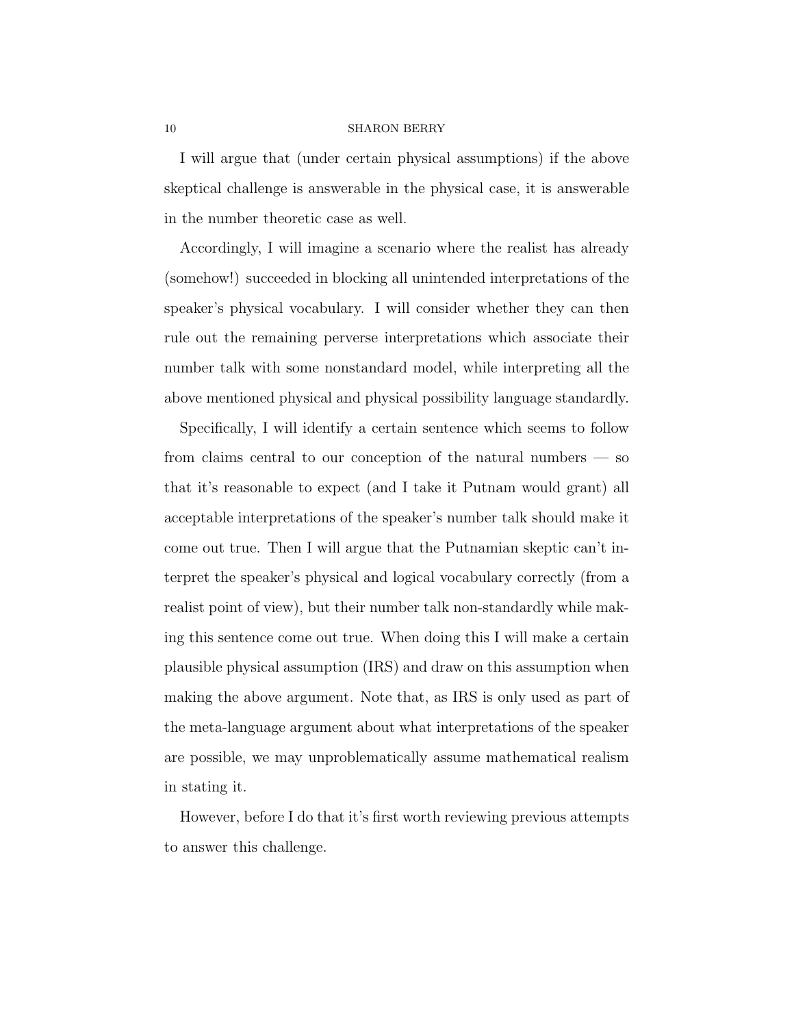I will argue that (under certain physical assumptions) if the above skeptical challenge is answerable in the physical case, it is answerable in the number theoretic case as well.

Accordingly, I will imagine a scenario where the realist has already (somehow!) succeeded in blocking all unintended interpretations of the speaker's physical vocabulary. I will consider whether they can then rule out the remaining perverse interpretations which associate their number talk with some nonstandard model, while interpreting all the above mentioned physical and physical possibility language standardly.

Specifically, I will identify a certain sentence which seems to follow from claims central to our conception of the natural numbers — so that it's reasonable to expect (and I take it Putnam would grant) all acceptable interpretations of the speaker's number talk should make it come out true. Then I will argue that the Putnamian skeptic can't interpret the speaker's physical and logical vocabulary correctly (from a realist point of view), but their number talk non-standardly while making this sentence come out true. When doing this I will make a certain plausible physical assumption (IRS) and draw on this assumption when making the above argument. Note that, as IRS is only used as part of the meta-language argument about what interpretations of the speaker are possible, we may unproblematically assume mathematical realism in stating it.

However, before I do that it's first worth reviewing previous attempts to answer this challenge.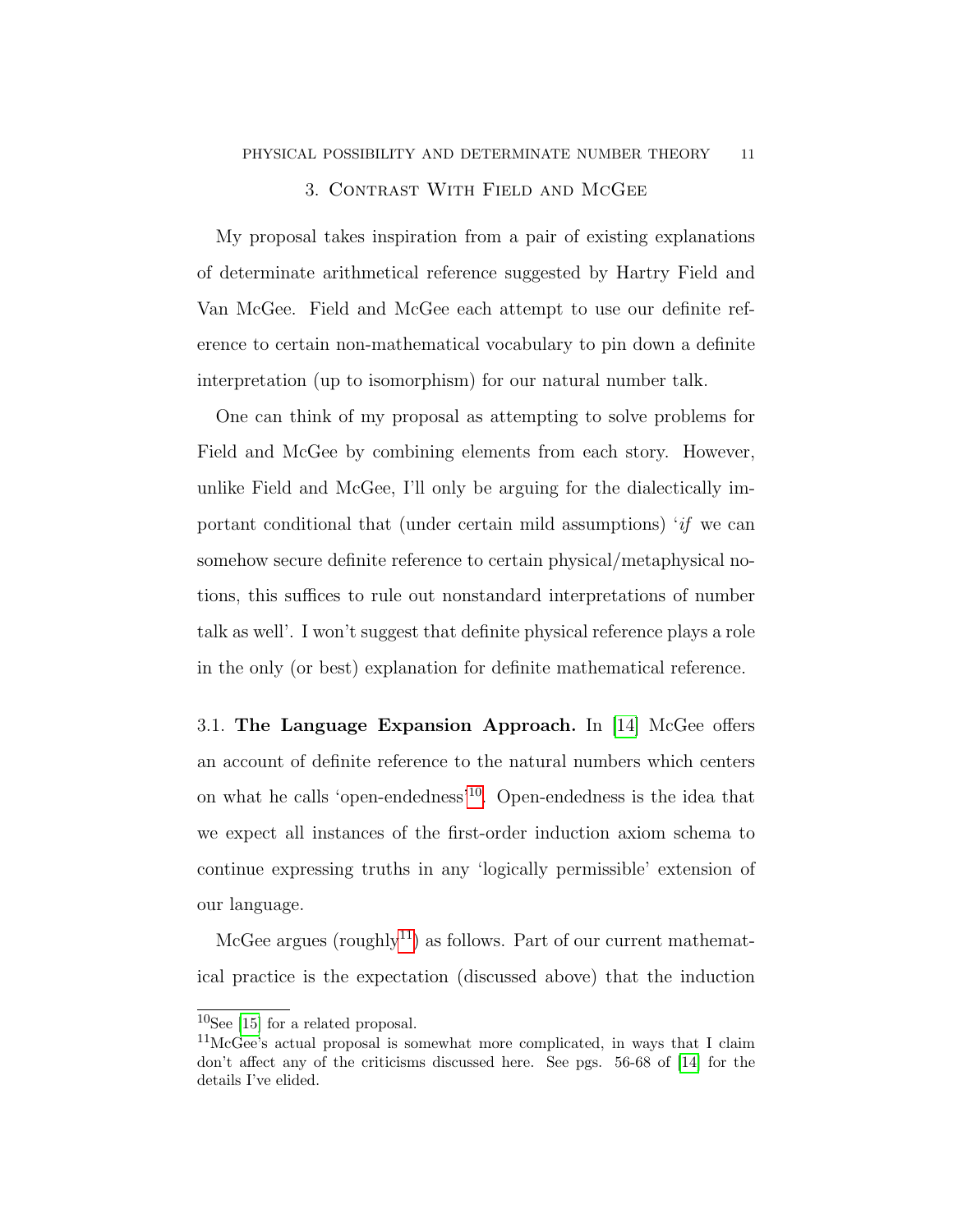## 3. Contrast With Field and McGee

My proposal takes inspiration from a pair of existing explanations of determinate arithmetical reference suggested by Hartry Field and Van McGee. Field and McGee each attempt to use our definite reference to certain non-mathematical vocabulary to pin down a definite interpretation (up to isomorphism) for our natural number talk.

One can think of my proposal as attempting to solve problems for Field and McGee by combining elements from each story. However, unlike Field and McGee, I'll only be arguing for the dialectically important conditional that (under certain mild assumptions) '*if* we can somehow secure definite reference to certain physical/metaphysical notions, this suffices to rule out nonstandard interpretations of number talk as well'. I won't suggest that definite physical reference plays a role in the only (or best) explanation for definite mathematical reference.

### 3.1. **The Language Expansion Approach.**

In [14] McGee offers an account of definite reference to the natural numbers which centers on what he calls 'open-endedness'[10]. Open-endedness is the idea that we expect all instances of the first-order induction axiom schema to continue expressing truths in any 'logically permissible' extension of our language.

McGee argues (roughly[11]) as follows. Part of our current mathematical practice is the expectation (discussed above) that the induction

---

[10] See [15] for a related proposal.

[11] McGee's actual proposal is somewhat more complicated, in ways that I claim don't affect any of the criticisms discussed here. See pgs. 56-68 of [14] for the details I've elided.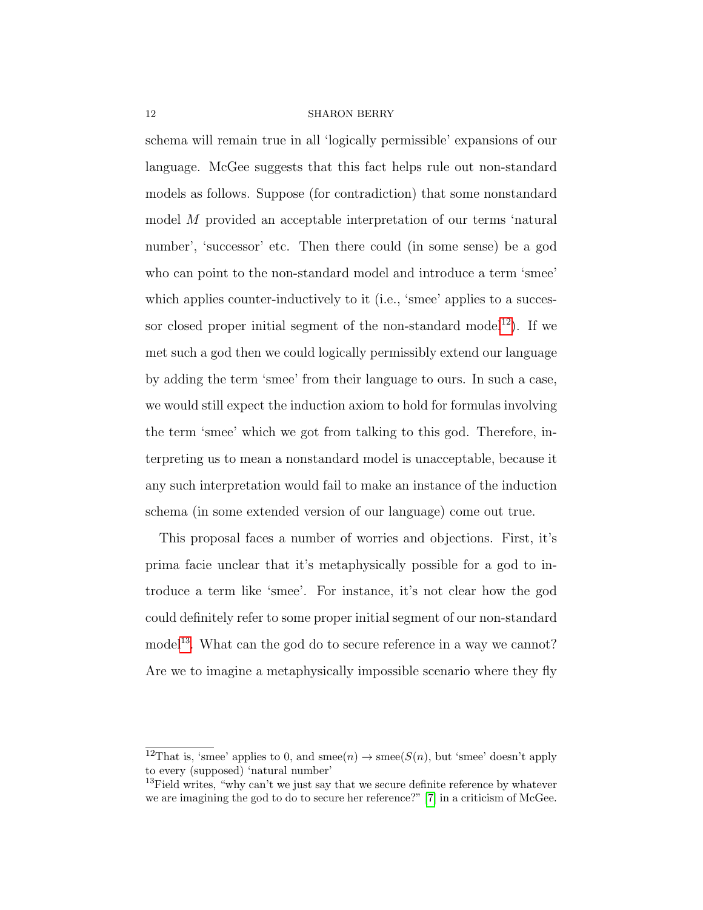schema will remain true in all 'logically permissible' expansions of our language. McGee suggests that this fact helps rule out non-standard models as follows. Suppose (for contradiction) that some nonstandard model $M$ provided an acceptable interpretation of our terms 'natural number', 'successor' etc. Then there could (in some sense) be a god who can point to the non-standard model and introduce a term 'smee' which applies counter-inductively to it (i.e., 'smee' applies to a successor closed proper initial segment of the non-standard model[12]). If we met such a god then we could logically permissibly extend our language by adding the term 'smee' from their language to ours. In such a case, we would still expect the induction axiom to hold for formulas involving the term 'smee' which we got from talking to this god. Therefore, interpreting us to mean a nonstandard model is unacceptable, because it any such interpretation would fail to make an instance of the induction schema (in some extended version of our language) come out true.

This proposal faces a number of worries and objections. First, it's prima facie unclear that it's metaphysically possible for a god to introduce a term like 'smee'. For instance, it's not clear how the god could definitely refer to some proper initial segment of our non-standard model[13]. What can the god do to secure reference in a way we cannot? Are we to imagine a metaphysically impossible scenario where they fly

---

[12]That is, 'smee' applies to 0, and $\text{smee}(n) \rightarrow \text{smee}(S(n)$, but 'smee' doesn't apply to every (supposed) 'natural number'

[13]Field writes, "why can't we just say that we secure definite reference by whatever we are imagining the god to do to secure her reference?" [7] in a criticism of McGee.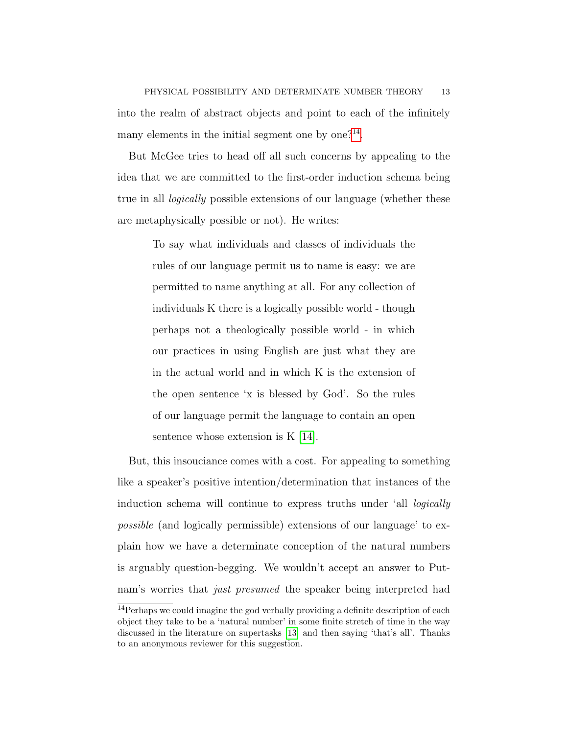into the realm of abstract objects and point to each of the infinitely many elements in the initial segment one by one?[14]

But McGee tries to head off all such concerns by appealing to the idea that we are committed to the first-order induction schema being true in all *logically* possible extensions of our language (whether these are metaphysically possible or not). He writes:

> To say what individuals and classes of individuals the rules of our language permit us to name is easy: we are permitted to name anything at all. For any collection of individuals K there is a logically possible world - though perhaps not a theologically possible world - in which our practices in using English are just what they are in the actual world and in which K is the extension of the open sentence 'x is blessed by God'. So the rules of our language permit the language to contain an open sentence whose extension is K [14].

But, this insouciance comes with a cost. For appealing to something like a speaker's positive intention/determination that instances of the induction schema will continue to express truths under 'all *logically possible* (and logically permissible) extensions of our language' to explain how we have a determinate conception of the natural numbers is arguably question-begging. We wouldn't accept an answer to Putnam's worries that *just presumed* the speaker being interpreted had

[14]Perhaps we could imagine the god verbally providing a definite description of each object they take to be a 'natural number' in some finite stretch of time in the way discussed in the literature on supertasks [13] and then saying 'that's all'. Thanks to an anonymous reviewer for this suggestion.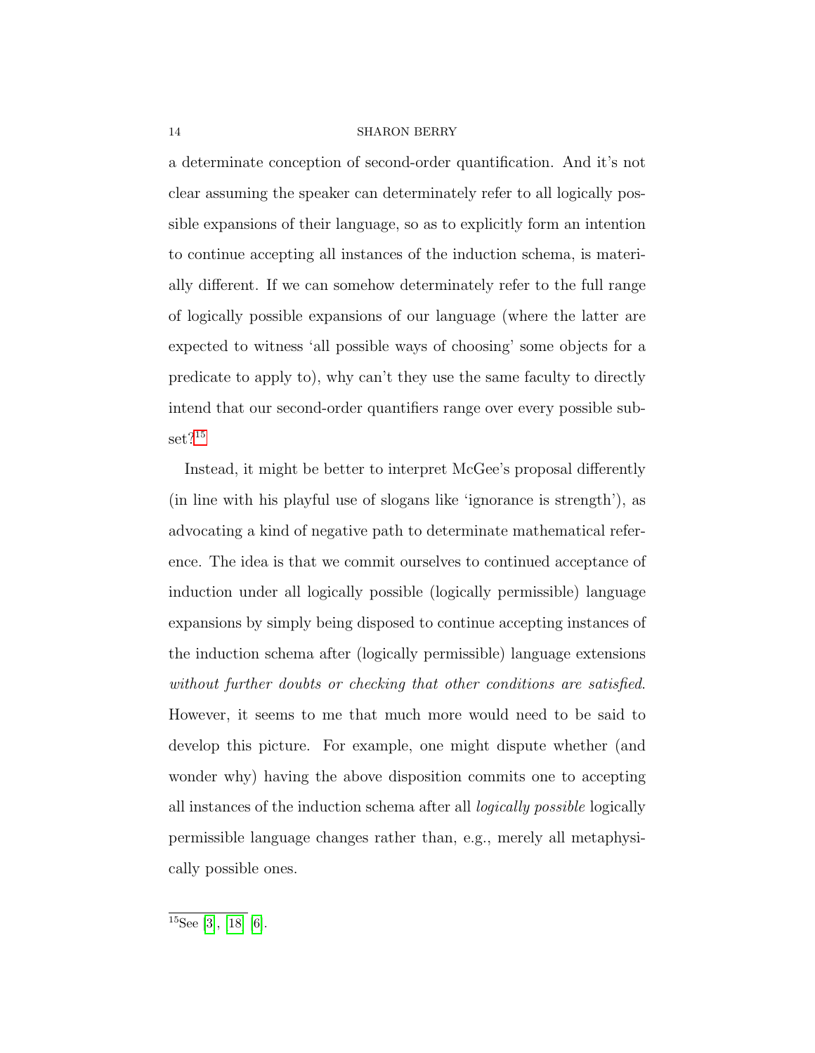a determinate conception of second-order quantification. And it's not clear assuming the speaker can determinately refer to all logically possible expansions of their language, so as to explicitly form an intention to continue accepting all instances of the induction schema, is materially different. If we can somehow determinately refer to the full range of logically possible expansions of our language (where the latter are expected to witness 'all possible ways of choosing' some objects for a predicate to apply to), why can't they use the same faculty to directly intend that our second-order quantifiers range over every possible subset?[15]

Instead, it might be better to interpret McGee's proposal differently (in line with his playful use of slogans like 'ignorance is strength'), as advocating a kind of negative path to determinate mathematical reference. The idea is that we commit ourselves to continued acceptance of induction under all logically possible (logically permissible) language expansions by simply being disposed to continue accepting instances of the induction schema after (logically permissible) language extensions *without further doubts or checking that other conditions are satisfied*. However, it seems to me that much more would need to be said to develop this picture. For example, one might dispute whether (and wonder why) having the above disposition commits one to accepting all instances of the induction schema after all *logically possible* logically permissible language changes rather than, e.g., merely all metaphysically possible ones.

[15]See [3], [18] [6].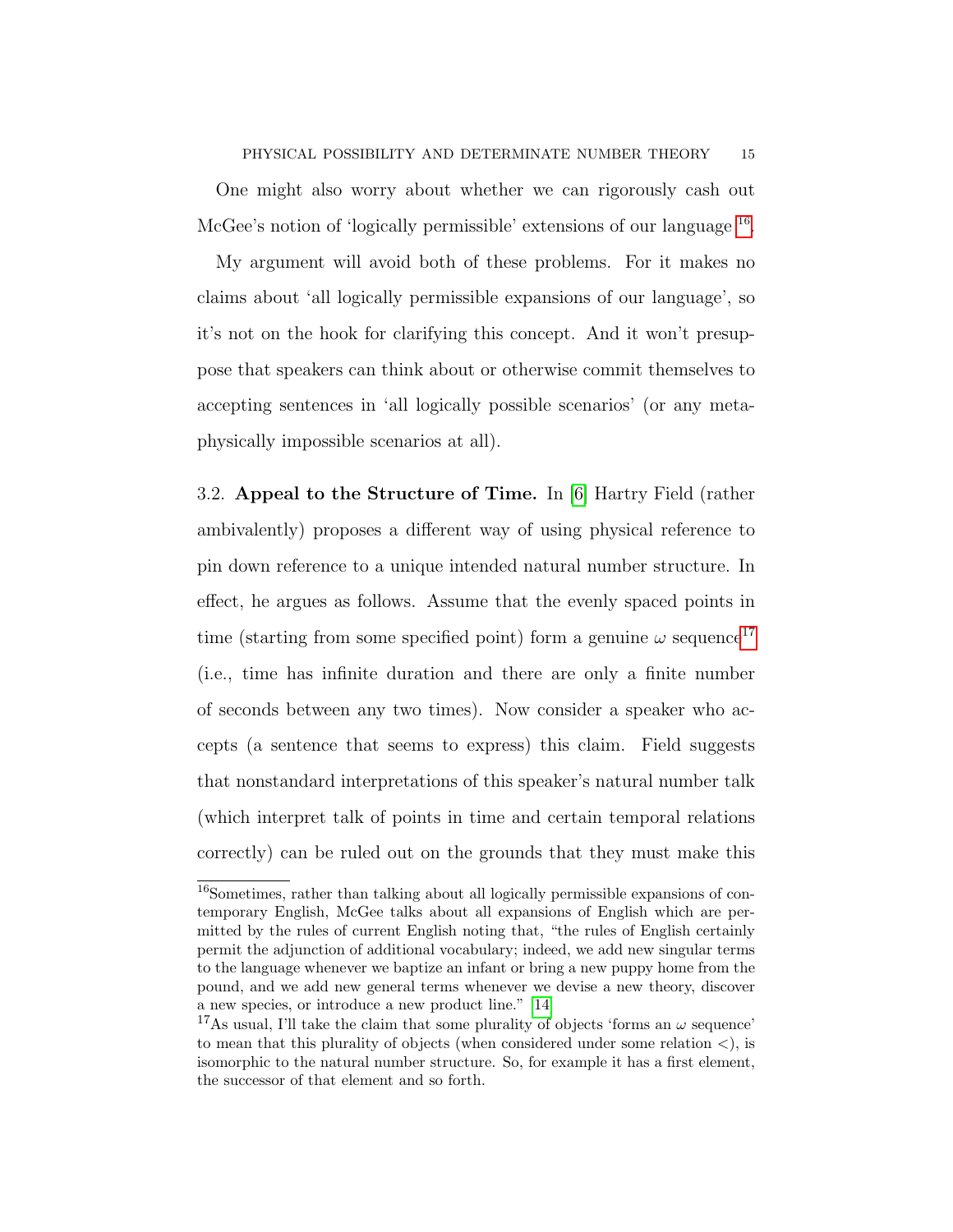One might also worry about whether we can rigorously cash out McGee's notion of 'logically permissible' extensions of our language [16].

My argument will avoid both of these problems. For it makes no claims about 'all logically permissible expansions of our language', so it's not on the hook for clarifying this concept. And it won't presuppose that speakers can think about or otherwise commit themselves to accepting sentences in 'all logically possible scenarios' (or any metaphysically impossible scenarios at all).

### 3.2. **Appeal to the Structure of Time.**

In [6] Hartry Field (rather ambivalently) proposes a different way of using physical reference to pin down reference to a unique intended natural number structure. In effect, he argues as follows. Assume that the evenly spaced points in time (starting from some specified point) form a genuine $\omega$ sequence[17] (i.e., time has infinite duration and there are only a finite number of seconds between any two times). Now consider a speaker who accepts (a sentence that seems to express) this claim. Field suggests that nonstandard interpretations of this speaker's natural number talk (which interpret talk of points in time and certain temporal relations correctly) can be ruled out on the grounds that they must make this

---

[16] Sometimes, rather than talking about all logically permissible expansions of contemporary English, McGee talks about all expansions of English which are permitted by the rules of current English noting that, "the rules of English certainly permit the adjunction of additional vocabulary; indeed, we add new singular terms to the language whenever we baptize an infant or bring a new puppy home from the pound, and we add new general terms whenever we devise a new theory, discover a new species, or introduce a new product line." [14]

[17] As usual, I'll take the claim that some plurality of objects 'forms an $\omega$ sequence' to mean that this plurality of objects (when considered under some relation $<$), is isomorphic to the natural number structure. So, for example it has a first element, the successor of that element and so forth.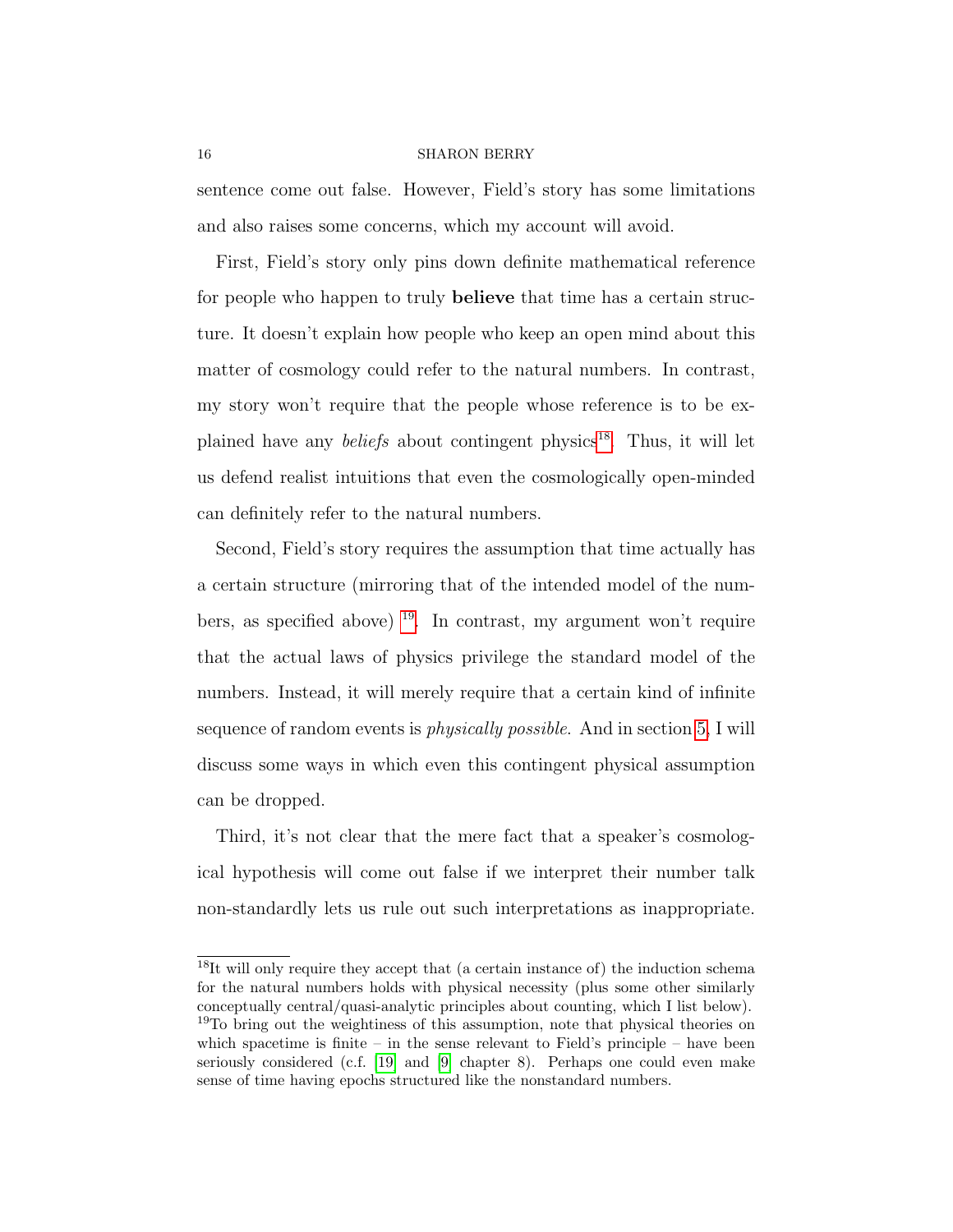sentence come out false. However, Field's story has some limitations and also raises some concerns, which my account will avoid.

First, Field's story only pins down definite mathematical reference for people who happen to truly **believe** that time has a certain structure. It doesn't explain how people who keep an open mind about this matter of cosmology could refer to the natural numbers. In contrast, my story won't require that the people whose reference is to be explained have any *beliefs* about contingent physics[18]. Thus, it will let us defend realist intuitions that even the cosmologically open-minded can definitely refer to the natural numbers.

Second, Field's story requires the assumption that time actually has a certain structure (mirroring that of the intended model of the numbers, as specified above) [19]. In contrast, my argument won't require that the actual laws of physics privilege the standard model of the numbers. Instead, it will merely require that a certain kind of infinite sequence of random events is *physically possible*. And in section 5, I will discuss some ways in which even this contingent physical assumption can be dropped.

Third, it's not clear that the mere fact that a speaker's cosmological hypothesis will come out false if we interpret their number talk non-standardly lets us rule out such interpretations as inappropriate.

---

[18] It will only require they accept that (a certain instance of) the induction schema for the natural numbers holds with physical necessity (plus some other similarly conceptually central/quasi-analytic principles about counting, which I list below).

[19] To bring out the weightiness of this assumption, note that physical theories on which spacetime is finite – in the sense relevant to Field's principle – have been seriously considered (c.f. [19] and [9] chapter 8). Perhaps one could even make sense of time having epochs structured like the nonstandard numbers.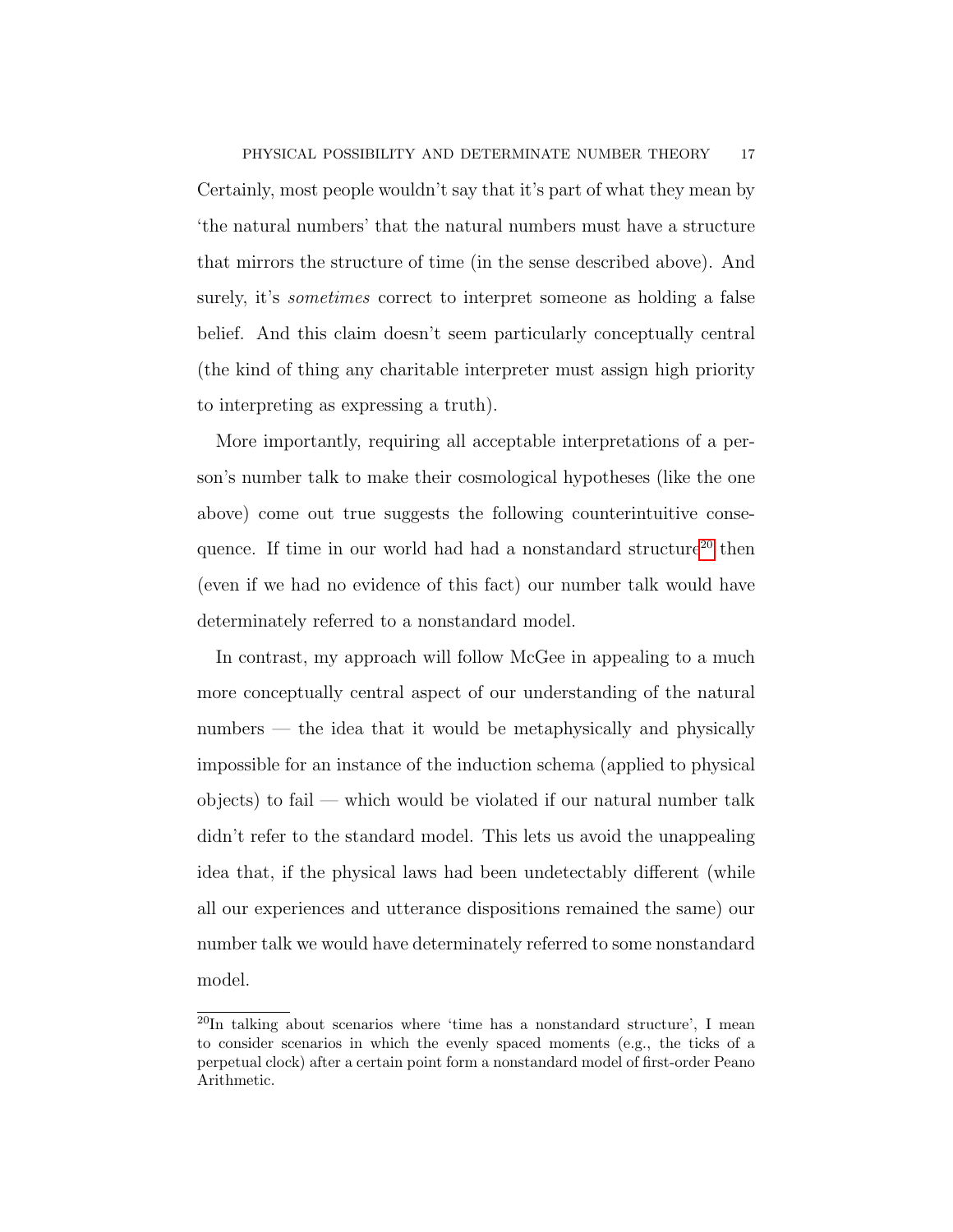Certainly, most people wouldn't say that it's part of what they mean by 'the natural numbers' that the natural numbers must have a structure that mirrors the structure of time (in the sense described above). And surely, it's *sometimes* correct to interpret someone as holding a false belief. And this claim doesn't seem particularly conceptually central (the kind of thing any charitable interpreter must assign high priority to interpreting as expressing a truth).

More importantly, requiring all acceptable interpretations of a person's number talk to make their cosmological hypotheses (like the one above) come out true suggests the following counterintuitive consequence. If time in our world had had a nonstandard structure[20] then (even if we had no evidence of this fact) our number talk would have determinately referred to a nonstandard model.

In contrast, my approach will follow McGee in appealing to a much more conceptually central aspect of our understanding of the natural numbers — the idea that it would be metaphysically and physically impossible for an instance of the induction schema (applied to physical objects) to fail — which would be violated if our natural number talk didn't refer to the standard model. This lets us avoid the unappealing idea that, if the physical laws had been undetectably different (while all our experiences and utterance dispositions remained the same) our number talk we would have determinately referred to some nonstandard model.

[20]In talking about scenarios where 'time has a nonstandard structure', I mean to consider scenarios in which the evenly spaced moments (e.g., the ticks of a perpetual clock) after a certain point form a nonstandard model of first-order Peano Arithmetic.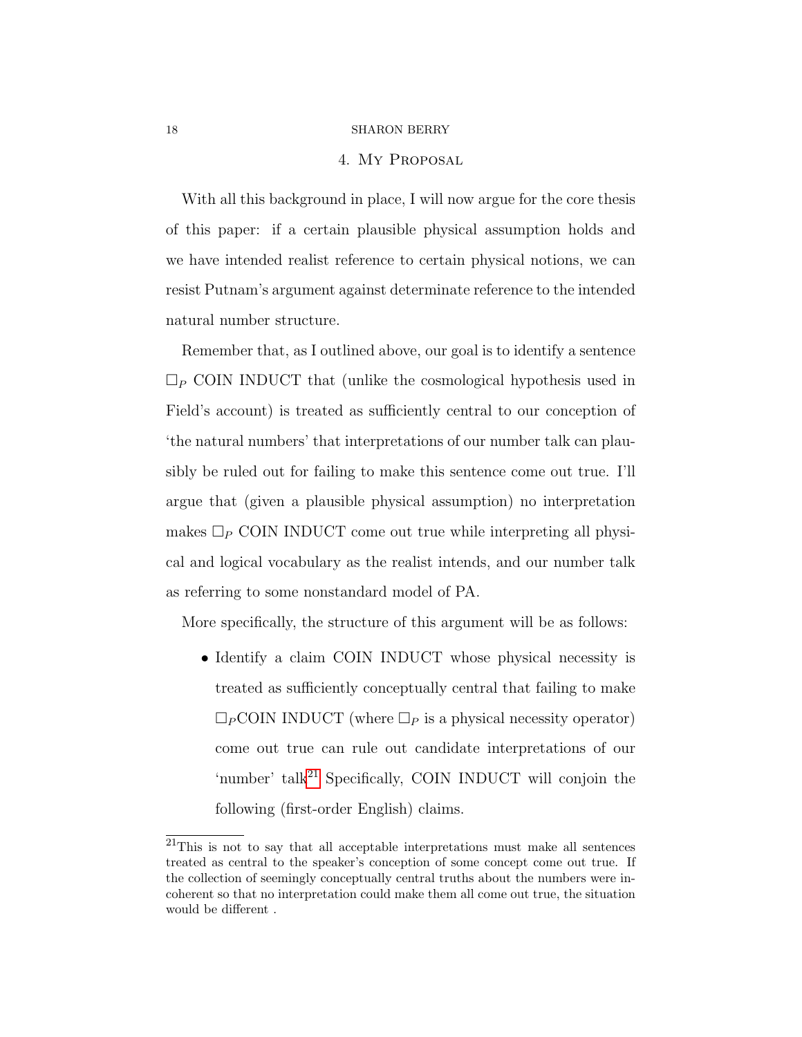## 4. My Proposal

With all this background in place, I will now argue for the core thesis of this paper: if a certain plausible physical assumption holds and we have intended realist reference to certain physical notions, we can resist Putnam's argument against determinate reference to the intended natural number structure.

Remember that, as I outlined above, our goal is to identify a sentence $\Box_P$ COIN INDUCT that (unlike the cosmological hypothesis used in Field's account) is treated as sufficiently central to our conception of 'the natural numbers' that interpretations of our number talk can plausibly be ruled out for failing to make this sentence come out true. I'll argue that (given a plausible physical assumption) no interpretation makes $\Box_P$ COIN INDUCT come out true while interpreting all physical and logical vocabulary as the realist intends, and our number talk as referring to some nonstandard model of PA.

More specifically, the structure of this argument will be as follows:

- Identify a claim COIN INDUCT whose physical necessity is treated as sufficiently conceptually central that failing to make $\Box_P$COIN INDUCT (where $\Box_P$ is a physical necessity operator) come out true can rule out candidate interpretations of our 'number' talk[21] Specifically, COIN INDUCT will conjoin the following (first-order English) claims.

[21] This is not to say that all acceptable interpretations must make all sentences treated as central to the speaker's conception of some concept come out true. If the collection of seemingly conceptually central truths about the numbers were incoherent so that no interpretation could make them all come out true, the situation would be different .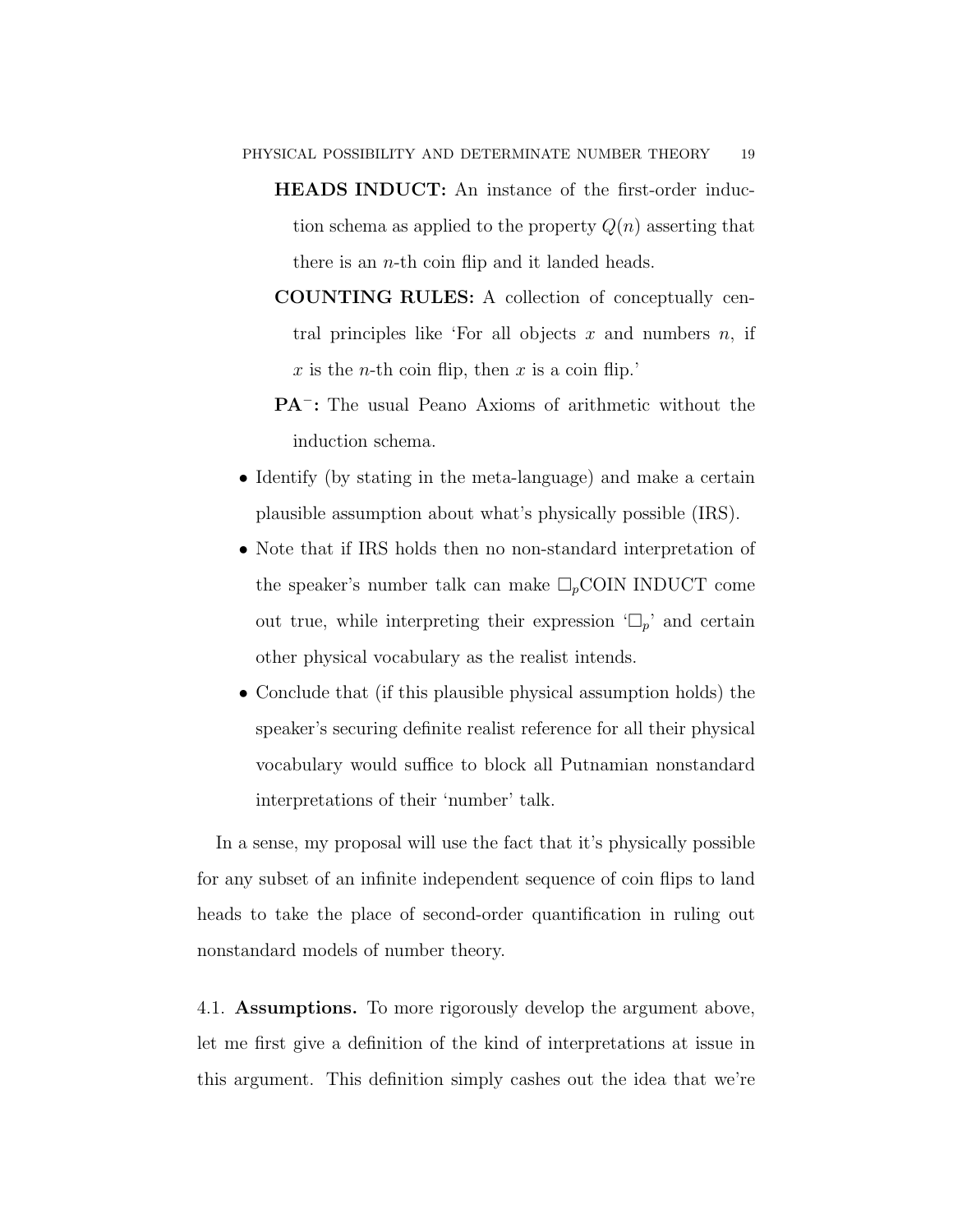- **HEADS INDUCT:** An instance of the first-order induction schema as applied to the property $Q(n)$ asserting that there is an $n$-th coin flip and it landed heads.
- **COUNTING RULES:** A collection of conceptually central principles like 'For all objects $x$ and numbers $n$, if $x$ is the $n$-th coin flip, then $x$ is a coin flip.'
- **PA$^-$:** The usual Peano Axioms of arithmetic without the induction schema.

- Identify (by stating in the meta-language) and make a certain plausible assumption about what's physically possible (IRS).
- Note that if IRS holds then no non-standard interpretation of the speaker's number talk can make $\Box_p$COIN INDUCT come out true, while interpreting their expression '$\Box_p$' and certain other physical vocabulary as the realist intends.
- Conclude that (if this plausible physical assumption holds) the speaker's securing definite realist reference for all their physical vocabulary would suffice to block all Putnamian nonstandard interpretations of their 'number' talk.

In a sense, my proposal will use the fact that it's physically possible for any subset of an infinite independent sequence of coin flips to land heads to take the place of second-order quantification in ruling out nonstandard models of number theory.

4.1. **Assumptions.** To more rigorously develop the argument above, let me first give a definition of the kind of interpretations at issue in this argument. This definition simply cashes out the idea that we're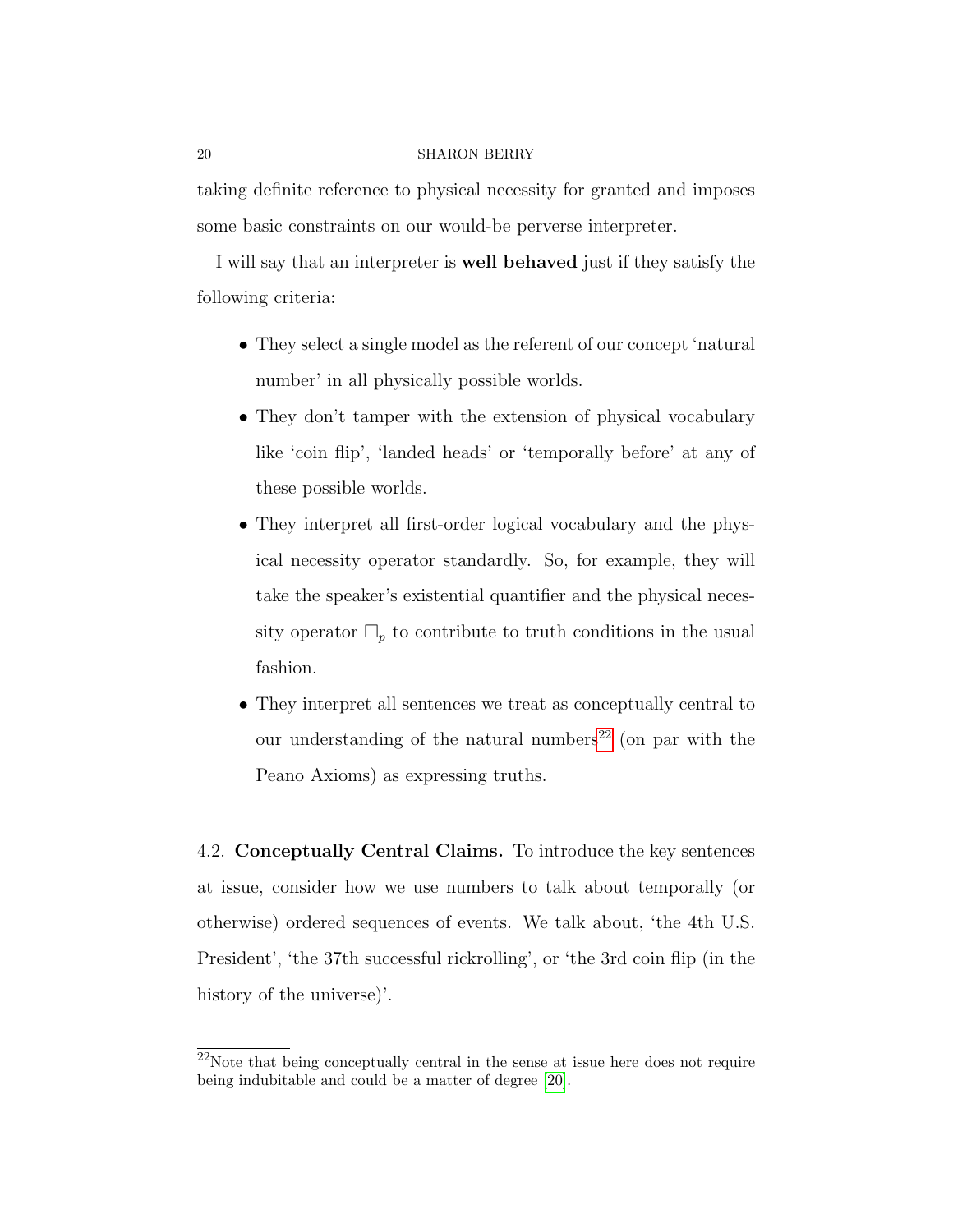taking definite reference to physical necessity for granted and imposes some basic constraints on our would-be perverse interpreter.

I will say that an interpreter is **well behaved** just if they satisfy the following criteria:

- They select a single model as the referent of our concept 'natural number' in all physically possible worlds.
- They don't tamper with the extension of physical vocabulary like 'coin flip', 'landed heads' or 'temporally before' at any of these possible worlds.
- They interpret all first-order logical vocabulary and the physical necessity operator standardly. So, for example, they will take the speaker's existential quantifier and the physical necessity operator $\Box_p$ to contribute to truth conditions in the usual fashion.
- They interpret all sentences we treat as conceptually central to our understanding of the natural numbers[22] (on par with the Peano Axioms) as expressing truths.

### 4.2. Conceptually Central Claims.

To introduce the key sentences at issue, consider how we use numbers to talk about temporally (or otherwise) ordered sequences of events. We talk about, 'the 4th U.S. President', 'the 37th successful rickrolling', or 'the 3rd coin flip (in the history of the universe)'.

[22] Note that being conceptually central in the sense at issue here does not require being indubitable and could be a matter of degree [20].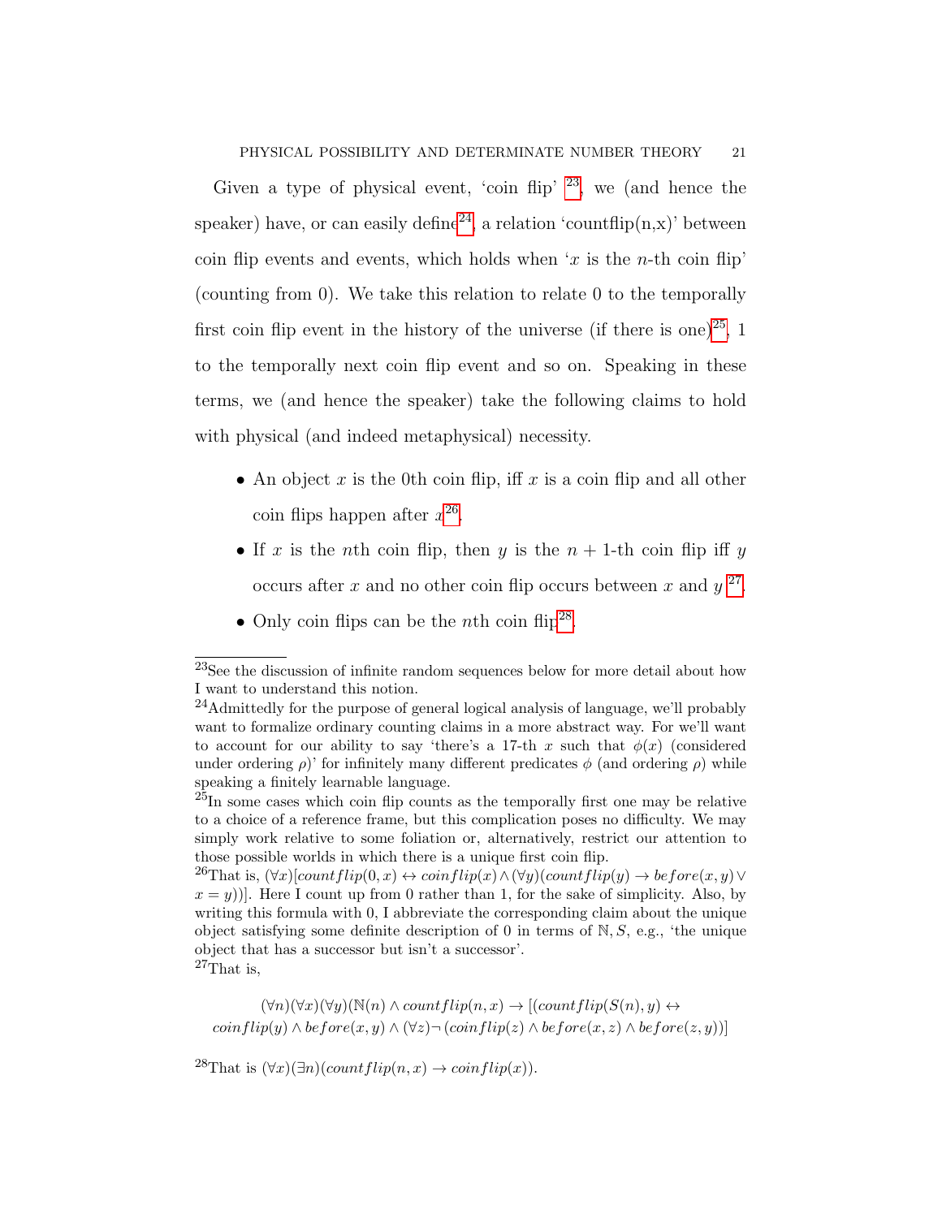Given a type of physical event, 'coin flip' [23], we (and hence the speaker) have, or can easily define[24], a relation 'countflip(n,x)' between coin flip events and events, which holds when '$x$ is the $n$-th coin flip' (counting from 0). We take this relation to relate 0 to the temporally first coin flip event in the history of the universe (if there is one)[25], 1 to the temporally next coin flip event and so on. Speaking in these terms, we (and hence the speaker) take the following claims to hold with physical (and indeed metaphysical) necessity.

- An object $x$ is the 0th coin flip, iff $x$ is a coin flip and all other coin flips happen after $x$[26].
- If $x$ is the $n$th coin flip, then $y$ is the $n+1$-th coin flip iff $y$ occurs after $x$ and no other coin flip occurs between $x$ and $y$ [27].
- Only coin flips can be the $n$th coin flip[28].

---

[23]See the discussion of infinite random sequences below for more detail about how I want to understand this notion.

[24]Admittedly for the purpose of general logical analysis of language, we'll probably want to formalize ordinary counting claims in a more abstract way. For we'll want to account for our ability to say 'there's a 17-th $x$ such that $\phi(x)$ (considered under ordering $\rho$)' for infinitely many different predicates $\phi$ (and ordering $\rho$) while speaking a finitely learnable language.

[25]In some cases which coin flip counts as the temporally first one may be relative to a choice of a reference frame, but this complication poses no difficulty. We may simply work relative to some foliation or, alternatively, restrict our attention to those possible worlds in which there is a unique first coin flip.

[26]That is, $(\forall x)[countflip(0, x) \leftrightarrow coinflip(x) \wedge (\forall y)(countflip(y) \rightarrow before(x, y) \vee x = y))]$. Here I count up from 0 rather than 1, for the sake of simplicity. Also, by writing this formula with 0, I abbreviate the corresponding claim about the unique object satisfying some definite description of 0 in terms of $\mathbb{N}, S$, e.g., 'the unique object that has a successor but isn't a successor'.

[27]That is,

$$(\forall n)(\forall x)(\forall y)(\mathbb{N}(n) \wedge countflip(n, x) \rightarrow [(countflip(S(n), y) \leftrightarrow coinflip(y) \wedge before(x, y) \wedge (\forall z)\neg(coinflip(z) \wedge before(x, z) \wedge before(z, y))]$$

[28]That is $(\forall x)(\exists n)(countflip(n, x) \rightarrow coinflip(x))$.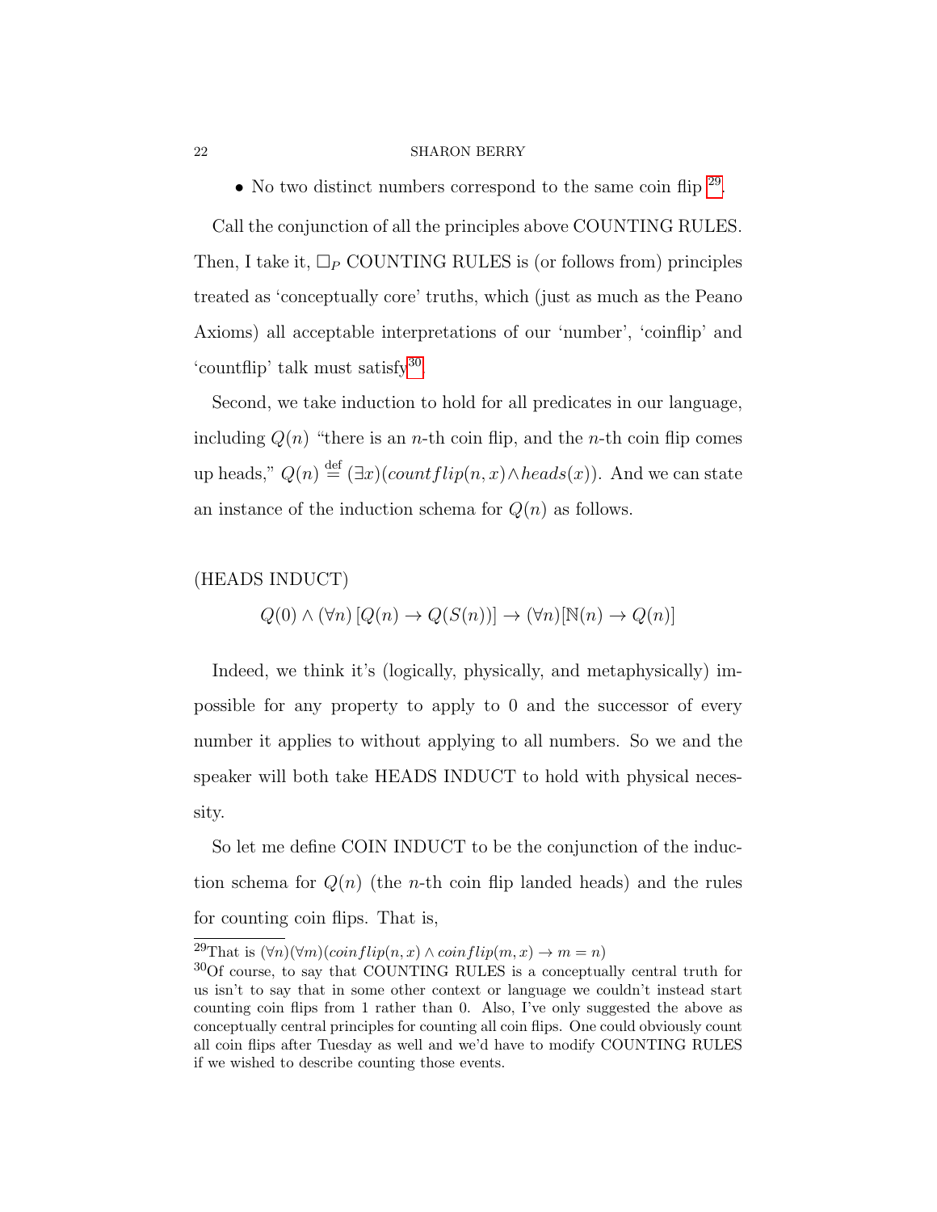- No two distinct numbers correspond to the same coin flip [29].

Call the conjunction of all the principles above COUNTING RULES. Then, I take it, $\Box_P$ COUNTING RULES is (or follows from) principles treated as 'conceptually core' truths, which (just as much as the Peano Axioms) all acceptable interpretations of our 'number', 'coinflip' and 'countflip' talk must satisfy[30].

Second, we take induction to hold for all predicates in our language, including $Q(n)$ "there is an $n$-th coin flip, and the $n$-th coin flip comes up heads," $Q(n) \stackrel{\text{def}}{=} (\exists x)(countflip(n,x) \wedge heads(x))$. And we can state an instance of the induction schema for $Q(n)$ as follows.

(HEADS INDUCT)

$$Q(0) \wedge (\forall n)\left[Q(n) \rightarrow Q(S(n))\right] \rightarrow (\forall n)[\mathbb{N}(n) \rightarrow Q(n)]$$

Indeed, we think it's (logically, physically, and metaphysically) impossible for any property to apply to 0 and the successor of every number it applies to without applying to all numbers. So we and the speaker will both take HEADS INDUCT to hold with physical necessity.

So let me define COIN INDUCT to be the conjunction of the induction schema for $Q(n)$ (the $n$-th coin flip landed heads) and the rules for counting coin flips. That is,

---

[29] That is $(\forall n)(\forall m)(coinflip(n,x) \wedge coinflip(m,x) \rightarrow m = n)$

[30] Of course, to say that COUNTING RULES is a conceptually central truth for us isn't to say that in some other context or language we couldn't instead start counting coin flips from 1 rather than 0. Also, I've only suggested the above as conceptually central principles for counting all coin flips. One could obviously count all coin flips after Tuesday as well and we'd have to modify COUNTING RULES if we wished to describe counting those events.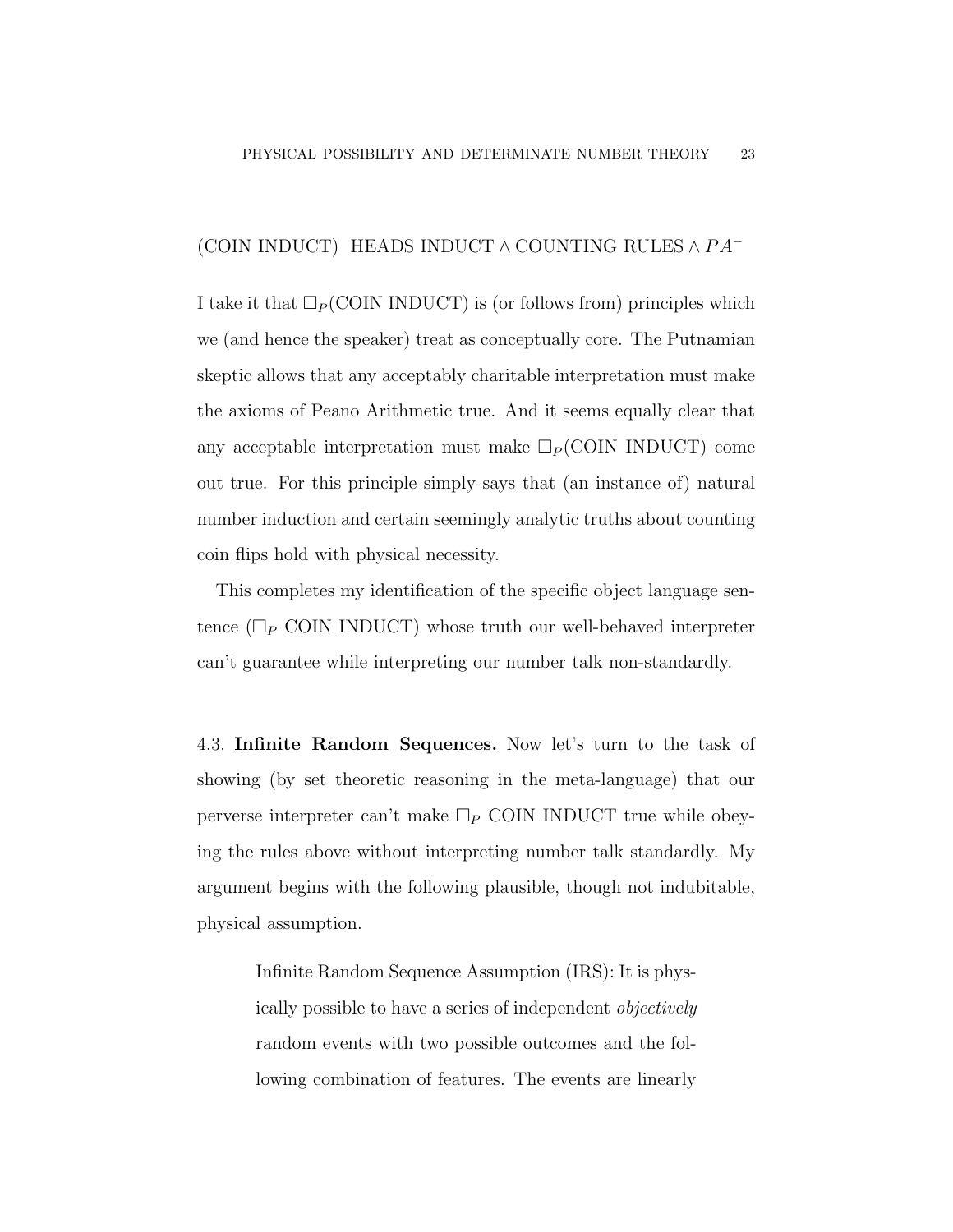(COIN INDUCT)  HEADS INDUCT $\wedge$ COUNTING RULES $\wedge$ $PA^{-}$

I take it that $\Box_P$(COIN INDUCT) is (or follows from) principles which we (and hence the speaker) treat as conceptually core. The Putnamian skeptic allows that any acceptably charitable interpretation must make the axioms of Peano Arithmetic true. And it seems equally clear that any acceptable interpretation must make $\Box_P$(COIN INDUCT) come out true. For this principle simply says that (an instance of) natural number induction and certain seemingly analytic truths about counting coin flips hold with physical necessity.

This completes my identification of the specific object language sentence ($\Box_P$ COIN INDUCT) whose truth our well-behaved interpreter can't guarantee while interpreting our number talk non-standardly.

4.3. **Infinite Random Sequences.** Now let's turn to the task of showing (by set theoretic reasoning in the meta-language) that our perverse interpreter can't make $\Box_P$ COIN INDUCT true while obeying the rules above without interpreting number talk standardly. My argument begins with the following plausible, though not indubitable, physical assumption.

> Infinite Random Sequence Assumption (IRS): It is physically possible to have a series of independent *objectively* random events with two possible outcomes and the following combination of features. The events are linearly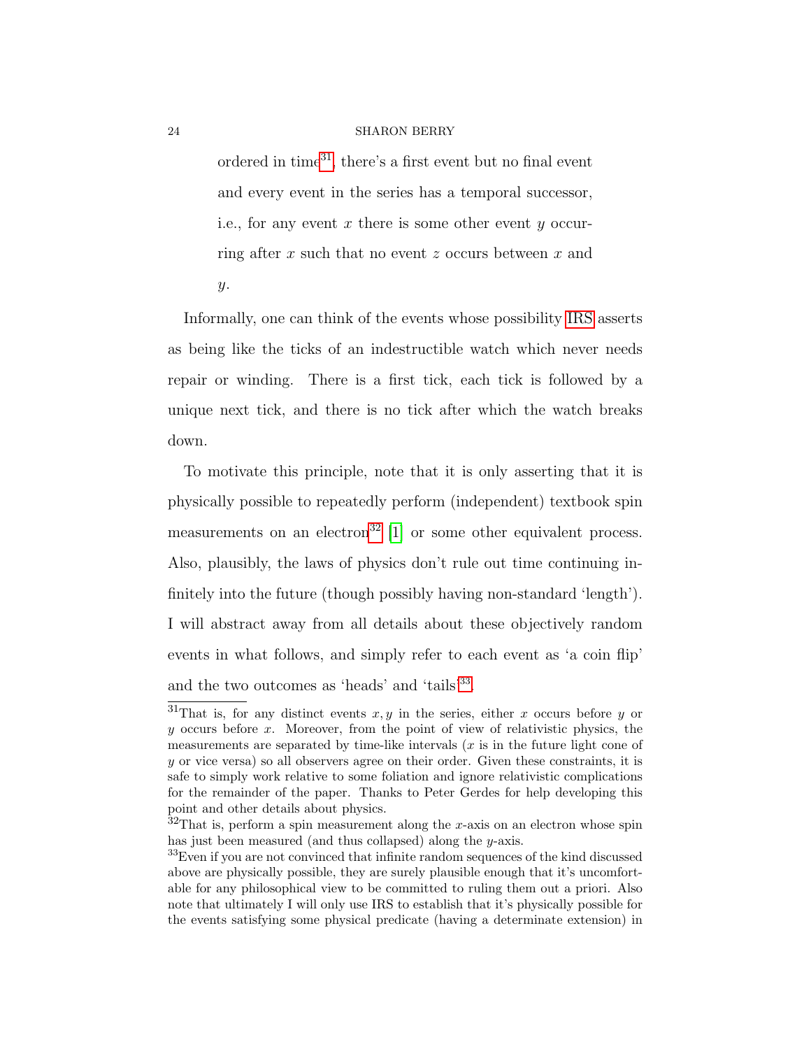ordered in time[31], there's a first event but no final event and every event in the series has a temporal successor, i.e., for any event $x$ there is some other event $y$ occurring after $x$ such that no event $z$ occurs between $x$ and $y$.

Informally, one can think of the events whose possibility IRS asserts as being like the ticks of an indestructible watch which never needs repair or winding. There is a first tick, each tick is followed by a unique next tick, and there is no tick after which the watch breaks down.

To motivate this principle, note that it is only asserting that it is physically possible to repeatedly perform (independent) textbook spin measurements on an electron[32] [1] or some other equivalent process. Also, plausibly, the laws of physics don't rule out time continuing infinitely into the future (though possibly having non-standard 'length'). I will abstract away from all details about these objectively random events in what follows, and simply refer to each event as 'a coin flip' and the two outcomes as 'heads' and 'tails'[33].

[31] That is, for any distinct events $x, y$ in the series, either $x$ occurs before $y$ or $y$ occurs before $x$. Moreover, from the point of view of relativistic physics, the measurements are separated by time-like intervals ($x$ is in the future light cone of $y$ or vice versa) so all observers agree on their order. Given these constraints, it is safe to simply work relative to some foliation and ignore relativistic complications for the remainder of the paper. Thanks to Peter Gerdes for help developing this point and other details about physics.

[32] That is, perform a spin measurement along the $x$-axis on an electron whose spin has just been measured (and thus collapsed) along the $y$-axis.

[33] Even if you are not convinced that infinite random sequences of the kind discussed above are physically possible, they are surely plausible enough that it's uncomfortable for any philosophical view to be committed to ruling them out a priori. Also note that ultimately I will only use IRS to establish that it's physically possible for the events satisfying some physical predicate (having a determinate extension) in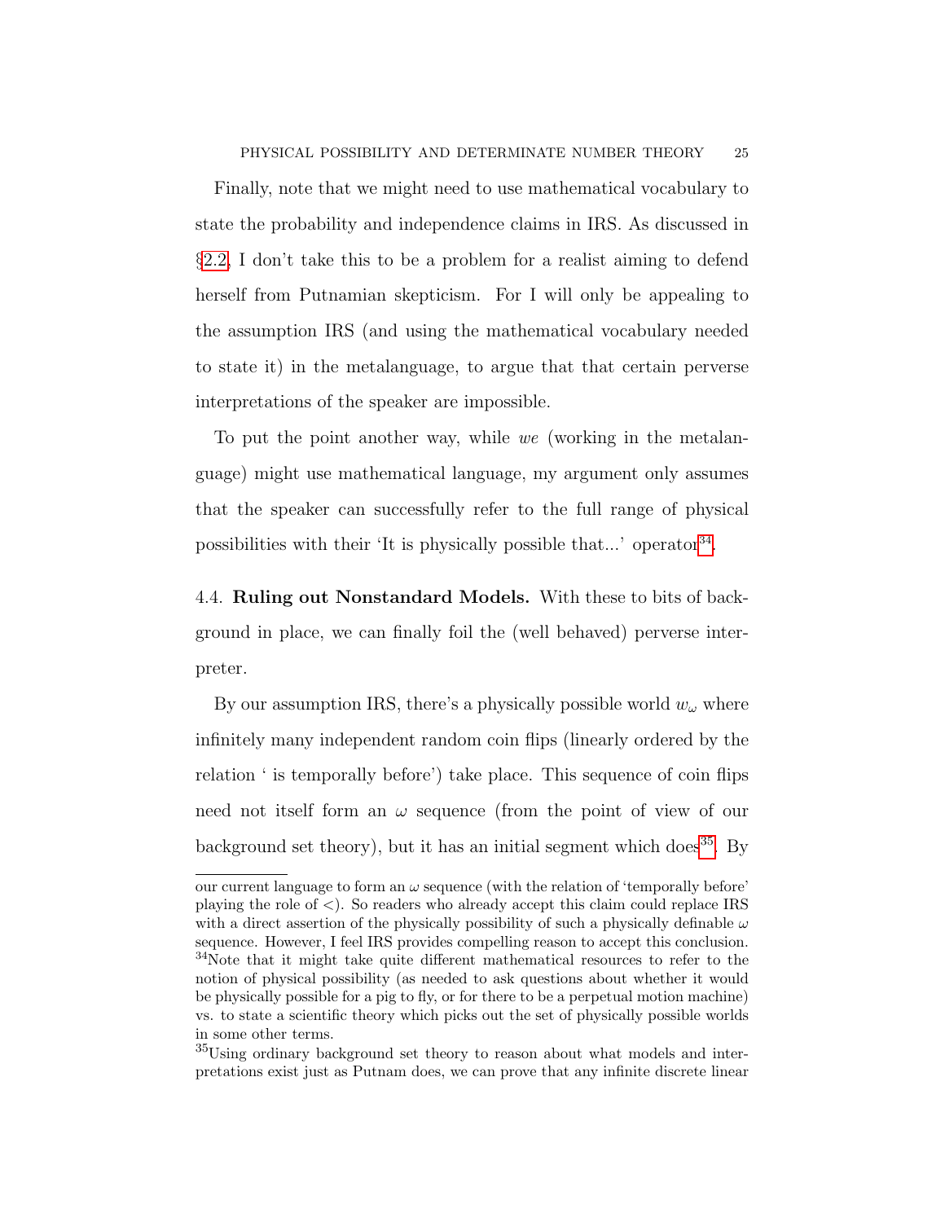Finally, note that we might need to use mathematical vocabulary to state the probability and independence claims in IRS. As discussed in §2.2, I don't take this to be a problem for a realist aiming to defend herself from Putnamian skepticism. For I will only be appealing to the assumption IRS (and using the mathematical vocabulary needed to state it) in the metalanguage, to argue that that certain perverse interpretations of the speaker are impossible.

To put the point another way, while *we* (working in the metalanguage) might use mathematical language, my argument only assumes that the speaker can successfully refer to the full range of physical possibilities with their 'It is physically possible that...' operator[34].

### 4.4. Ruling out Nonstandard Models.

With these to bits of background in place, we can finally foil the (well behaved) perverse interpreter.

By our assumption IRS, there's a physically possible world $w_\omega$ where infinitely many independent random coin flips (linearly ordered by the relation ' is temporally before') take place. This sequence of coin flips need not itself form an $\omega$ sequence (from the point of view of our background set theory), but it has an initial segment which does[35]. By

---

our current language to form an $\omega$ sequence (with the relation of 'temporally before' playing the role of $<$). So readers who already accept this claim could replace IRS with a direct assertion of the physically possibility of such a physically definable $\omega$ sequence. However, I feel IRS provides compelling reason to accept this conclusion.

[34]Note that it might take quite different mathematical resources to refer to the notion of physical possibility (as needed to ask questions about whether it would be physically possible for a pig to fly, or for there to be a perpetual motion machine) vs. to state a scientific theory which picks out the set of physically possible worlds in some other terms.

[35]Using ordinary background set theory to reason about what models and interpretations exist just as Putnam does, we can prove that any infinite discrete linear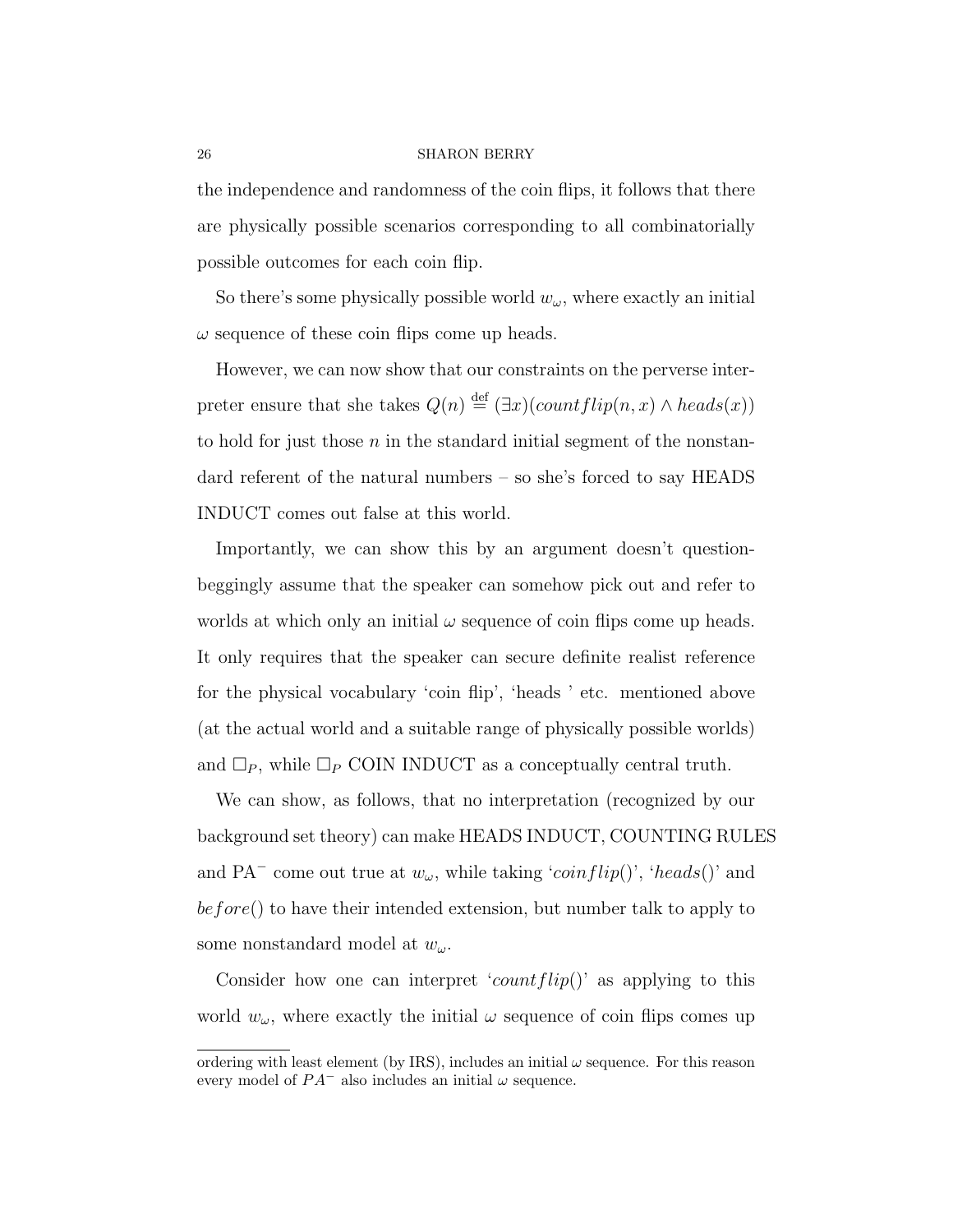the independence and randomness of the coin flips, it follows that there are physically possible scenarios corresponding to all combinatorially possible outcomes for each coin flip.

So there's some physically possible world $w_\omega$, where exactly an initial $\omega$ sequence of these coin flips come up heads.

However, we can now show that our constraints on the perverse interpreter ensure that she takes $Q(n) \stackrel{\text{def}}{=} (\exists x)(countflip(n,x) \wedge heads(x))$ to hold for just those $n$ in the standard initial segment of the nonstandard referent of the natural numbers – so she's forced to say HEADS INDUCT comes out false at this world.

Importantly, we can show this by an argument doesn't question-beggingly assume that the speaker can somehow pick out and refer to worlds at which only an initial $\omega$ sequence of coin flips come up heads. It only requires that the speaker can secure definite realist reference for the physical vocabulary 'coin flip', 'heads ' etc. mentioned above (at the actual world and a suitable range of physically possible worlds) and $\Box_P$, while $\Box_P$ COIN INDUCT as a conceptually central truth.

We can show, as follows, that no interpretation (recognized by our background set theory) can make HEADS INDUCT, COUNTING RULES and PA$^-$ come out true at $w_\omega$, while taking '$coinflip()$', '$heads()$' and $before()$ to have their intended extension, but number talk to apply to some nonstandard model at $w_\omega$.

Consider how one can interpret '$countflip()$' as applying to this world $w_\omega$, where exactly the initial $\omega$ sequence of coin flips comes up

---

ordering with least element (by IRS), includes an initial $\omega$ sequence. For this reason every model of $PA^-$ also includes an initial $\omega$ sequence.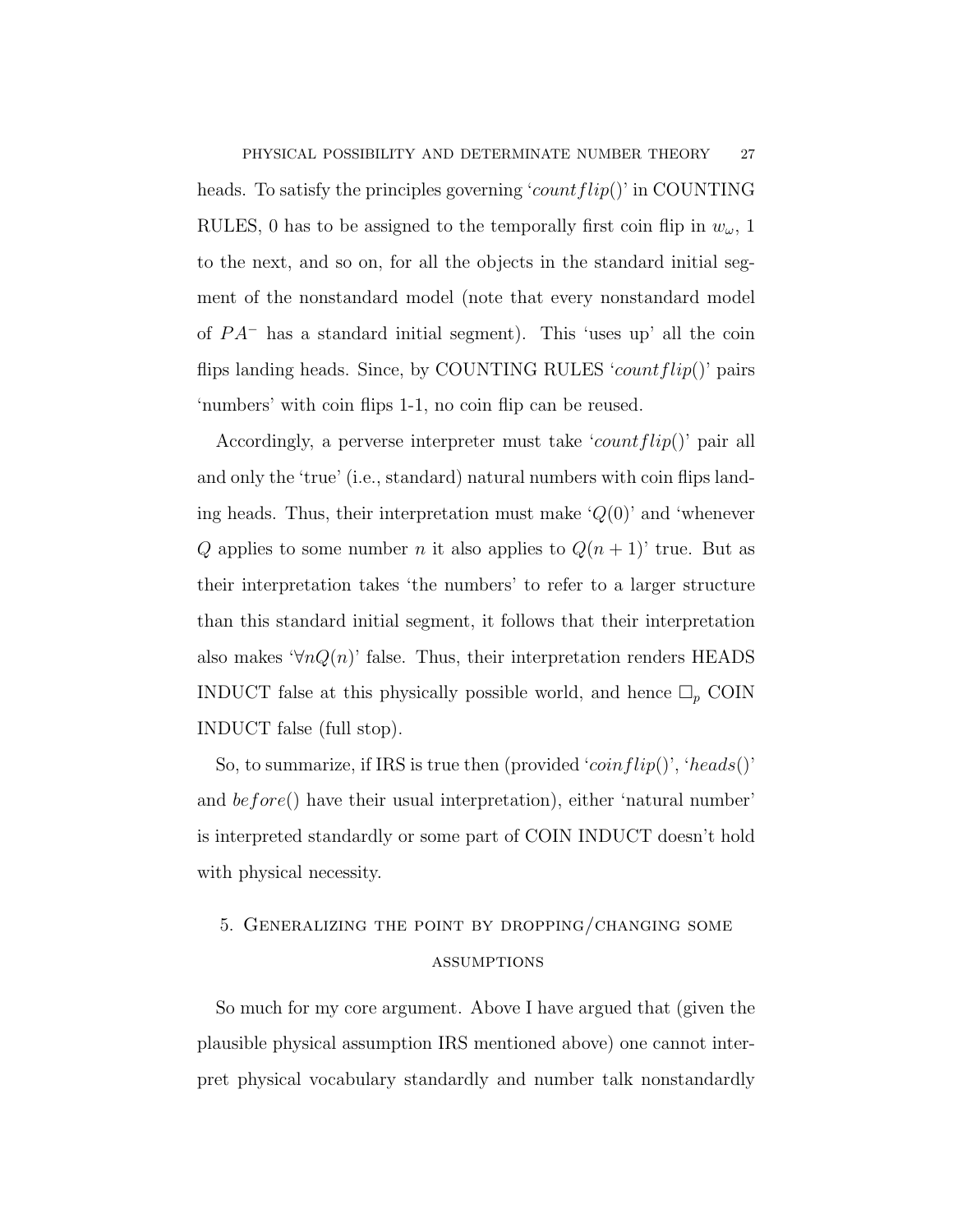heads. To satisfy the principles governing '$countflip()$' in COUNTING RULES, 0 has to be assigned to the temporally first coin flip in $w_\omega$, 1 to the next, and so on, for all the objects in the standard initial segment of the nonstandard model (note that every nonstandard model of $PA^-$ has a standard initial segment). This 'uses up' all the coin flips landing heads. Since, by COUNTING RULES '$countflip()$' pairs 'numbers' with coin flips 1-1, no coin flip can be reused.

Accordingly, a perverse interpreter must take '$countflip()$' pair all and only the 'true' (i.e., standard) natural numbers with coin flips landing heads. Thus, their interpretation must make '$Q(0)$' and 'whenever $Q$ applies to some number $n$ it also applies to $Q(n+1)$' true. But as their interpretation takes 'the numbers' to refer to a larger structure than this standard initial segment, it follows that their interpretation also makes '$\forall n Q(n)$' false. Thus, their interpretation renders HEADS INDUCT false at this physically possible world, and hence $\Box_p$ COIN INDUCT false (full stop).

So, to summarize, if IRS is true then (provided '$coinflip()$', '$heads()$' and $before()$ have their usual interpretation), either 'natural number' is interpreted standardly or some part of COIN INDUCT doesn't hold with physical necessity.

## 5. Generalizing the point by dropping/changing some assumptions

So much for my core argument. Above I have argued that (given the plausible physical assumption IRS mentioned above) one cannot interpret physical vocabulary standardly and number talk nonstandardly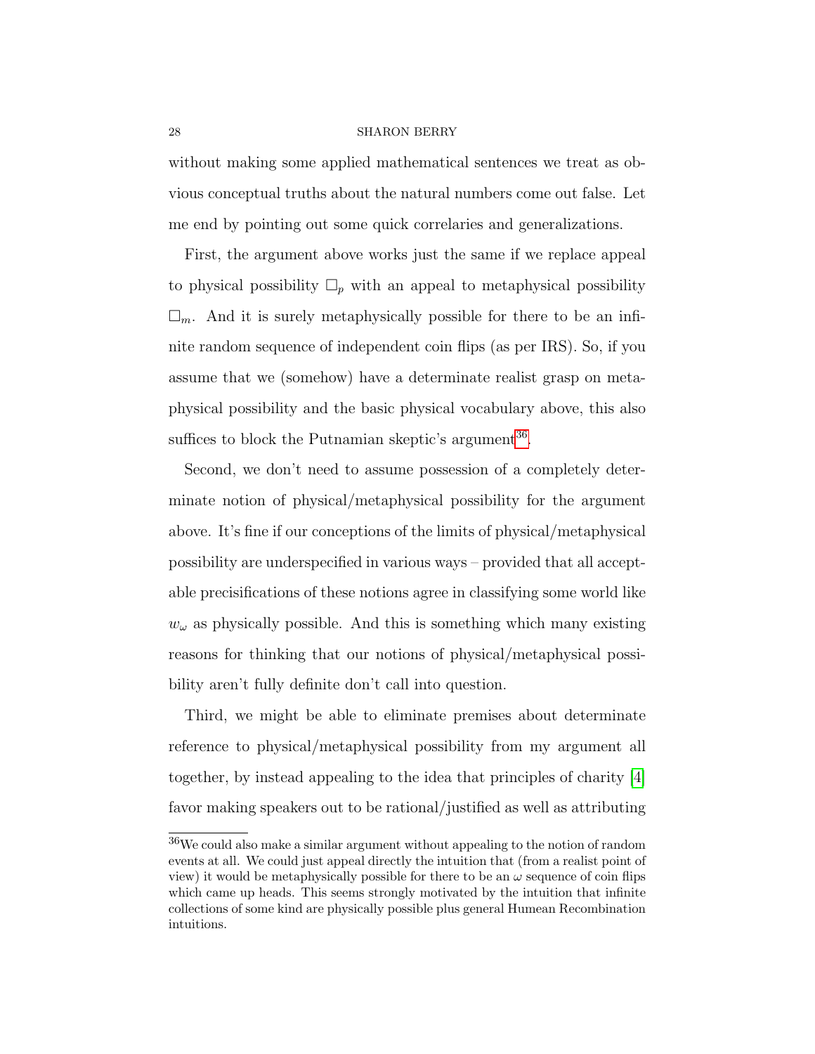without making some applied mathematical sentences we treat as obvious conceptual truths about the natural numbers come out false. Let me end by pointing out some quick correlaries and generalizations.

First, the argument above works just the same if we replace appeal to physical possibility $\Box_p$ with an appeal to metaphysical possibility $\Box_m$. And it is surely metaphysically possible for there to be an infinite random sequence of independent coin flips (as per IRS). So, if you assume that we (somehow) have a determinate realist grasp on metaphysical possibility and the basic physical vocabulary above, this also suffices to block the Putnamian skeptic's argument[36].

Second, we don't need to assume possession of a completely determinate notion of physical/metaphysical possibility for the argument above. It's fine if our conceptions of the limits of physical/metaphysical possibility are underspecified in various ways – provided that all acceptable precisifications of these notions agree in classifying some world like $w_\omega$ as physically possible. And this is something which many existing reasons for thinking that our notions of physical/metaphysical possibility aren't fully definite don't call into question.

Third, we might be able to eliminate premises about determinate reference to physical/metaphysical possibility from my argument all together, by instead appealing to the idea that principles of charity [4] favor making speakers out to be rational/justified as well as attributing

[36] We could also make a similar argument without appealing to the notion of random events at all. We could just appeal directly the intuition that (from a realist point of view) it would be metaphysically possible for there to be an $\omega$ sequence of coin flips which came up heads. This seems strongly motivated by the intuition that infinite collections of some kind are physically possible plus general Humean Recombination intuitions.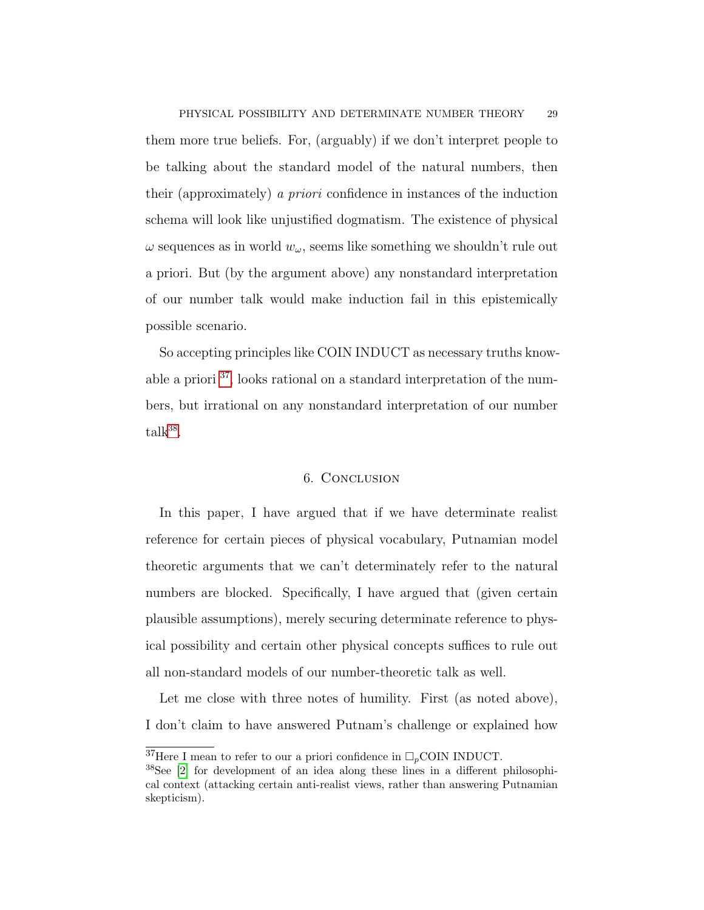them more true beliefs. For, (arguably) if we don't interpret people to be talking about the standard model of the natural numbers, then their (approximately) *a priori* confidence in instances of the induction schema will look like unjustified dogmatism. The existence of physical $\omega$ sequences as in world $w_\omega$, seems like something we shouldn't rule out a priori. But (by the argument above) any nonstandard interpretation of our number talk would make induction fail in this epistemically possible scenario.

So accepting principles like COIN INDUCT as necessary truths knowable a priori [37], looks rational on a standard interpretation of the numbers, but irrational on any nonstandard interpretation of our number talk[38].

## 6. Conclusion

In this paper, I have argued that if we have determinate realist reference for certain pieces of physical vocabulary, Putnamian model theoretic arguments that we can't determinately refer to the natural numbers are blocked. Specifically, I have argued that (given certain plausible assumptions), merely securing determinate reference to physical possibility and certain other physical concepts suffices to rule out all non-standard models of our number-theoretic talk as well.

Let me close with three notes of humility. First (as noted above), I don't claim to have answered Putnam's challenge or explained how

---

[37] Here I mean to refer to our a priori confidence in $\Box_p$COIN INDUCT.

[38] See [2] for development of an idea along these lines in a different philosophical context (attacking certain anti-realist views, rather than answering Putnamian skepticism).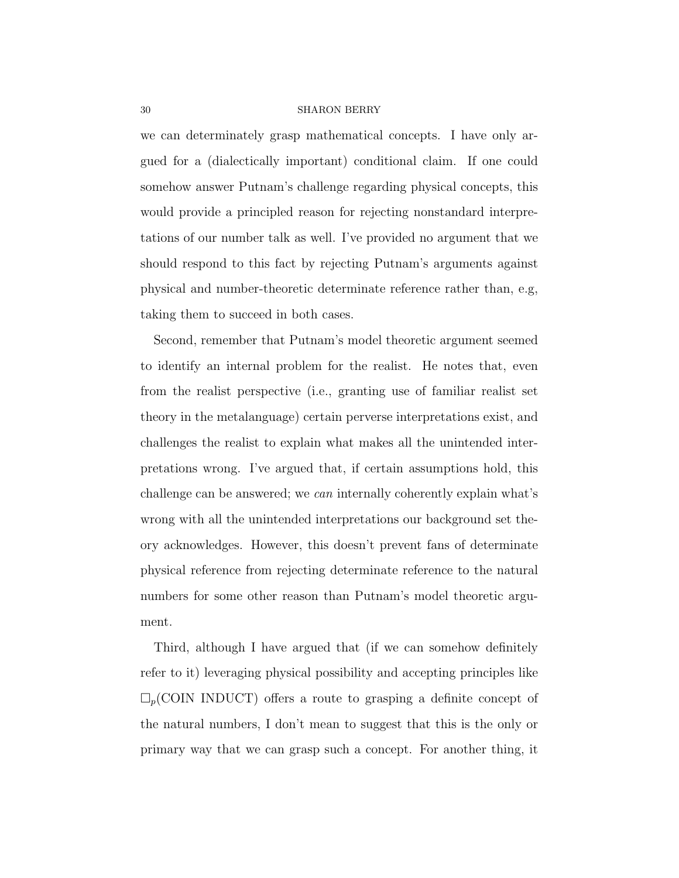we can determinately grasp mathematical concepts. I have only argued for a (dialectically important) conditional claim. If one could somehow answer Putnam's challenge regarding physical concepts, this would provide a principled reason for rejecting nonstandard interpretations of our number talk as well. I've provided no argument that we should respond to this fact by rejecting Putnam's arguments against physical and number-theoretic determinate reference rather than, e.g, taking them to succeed in both cases.

Second, remember that Putnam's model theoretic argument seemed to identify an internal problem for the realist. He notes that, even from the realist perspective (i.e., granting use of familiar realist set theory in the metalanguage) certain perverse interpretations exist, and challenges the realist to explain what makes all the unintended interpretations wrong. I've argued that, if certain assumptions hold, this challenge can be answered; we *can* internally coherently explain what's wrong with all the unintended interpretations our background set theory acknowledges. However, this doesn't prevent fans of determinate physical reference from rejecting determinate reference to the natural numbers for some other reason than Putnam's model theoretic argument.

Third, although I have argued that (if we can somehow definitely refer to it) leveraging physical possibility and accepting principles like $\Box_p$(COIN INDUCT) offers a route to grasping a definite concept of the natural numbers, I don't mean to suggest that this is the only or primary way that we can grasp such a concept. For another thing, it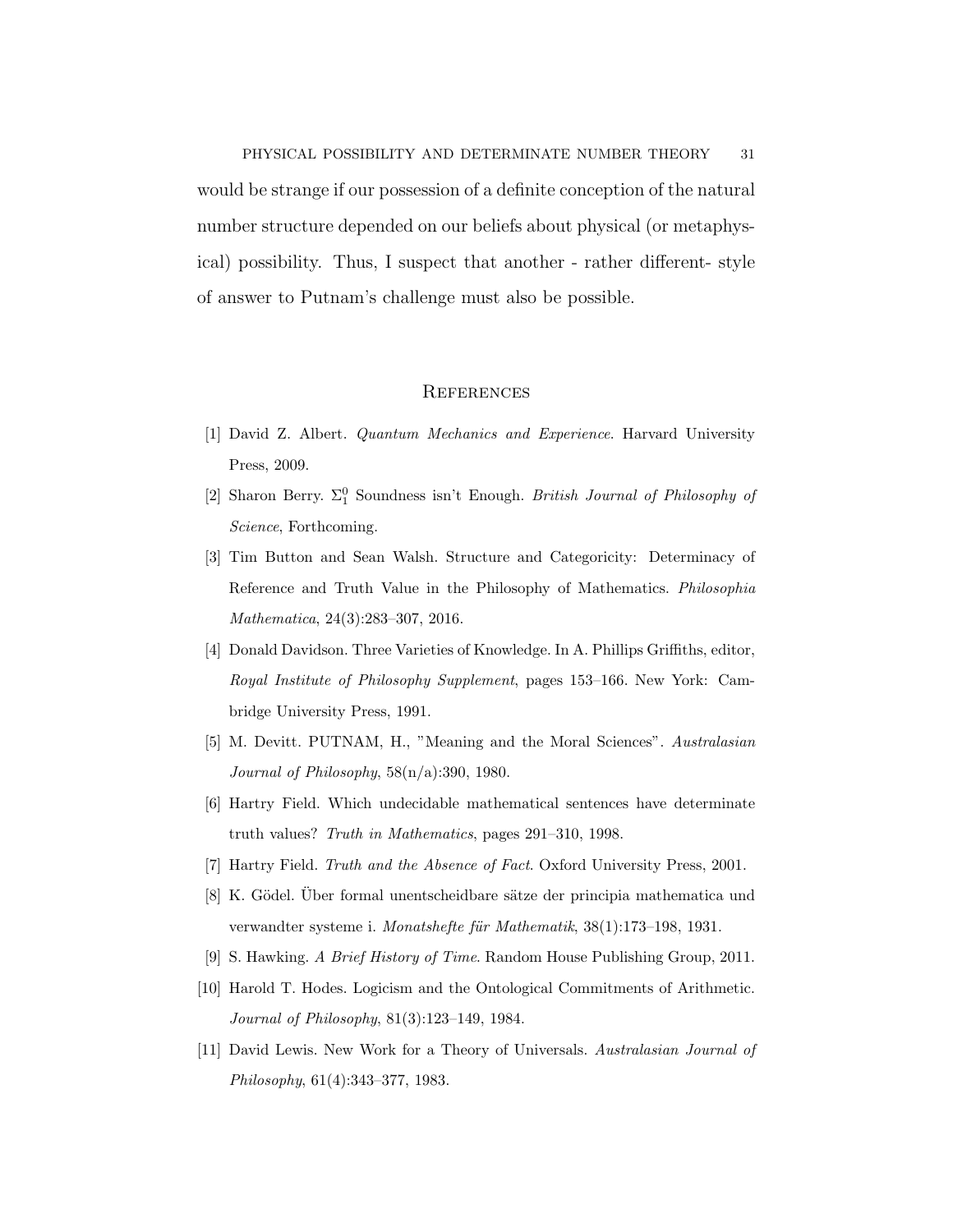would be strange if our possession of a definite conception of the natural number structure depended on our beliefs about physical (or metaphysical) possibility. Thus, I suspect that another - rather different- style of answer to Putnam's challenge must also be possible.

## References

[1] David Z. Albert. *Quantum Mechanics and Experience*. Harvard University Press, 2009.

[2] Sharon Berry. $\Sigma_1^0$ Soundness isn't Enough. *British Journal of Philosophy of Science*, Forthcoming.

[3] Tim Button and Sean Walsh. Structure and Categoricity: Determinacy of Reference and Truth Value in the Philosophy of Mathematics. *Philosophia Mathematica*, 24(3):283–307, 2016.

[4] Donald Davidson. Three Varieties of Knowledge. In A. Phillips Griffiths, editor, *Royal Institute of Philosophy Supplement*, pages 153–166. New York: Cambridge University Press, 1991.

[5] M. Devitt. PUTNAM, H., "Meaning and the Moral Sciences". *Australasian Journal of Philosophy*, 58(n/a):390, 1980.

[6] Hartry Field. Which undecidable mathematical sentences have determinate truth values? *Truth in Mathematics*, pages 291–310, 1998.

[7] Hartry Field. *Truth and the Absence of Fact*. Oxford University Press, 2001.

[8] K. Gödel. Über formal unentscheidbare sätze der principia mathematica und verwandter systeme i. *Monatshefte für Mathematik*, 38(1):173–198, 1931.

[9] S. Hawking. *A Brief History of Time*. Random House Publishing Group, 2011.

[10] Harold T. Hodes. Logicism and the Ontological Commitments of Arithmetic. *Journal of Philosophy*, 81(3):123–149, 1984.

[11] David Lewis. New Work for a Theory of Universals. *Australasian Journal of Philosophy*, 61(4):343–377, 1983.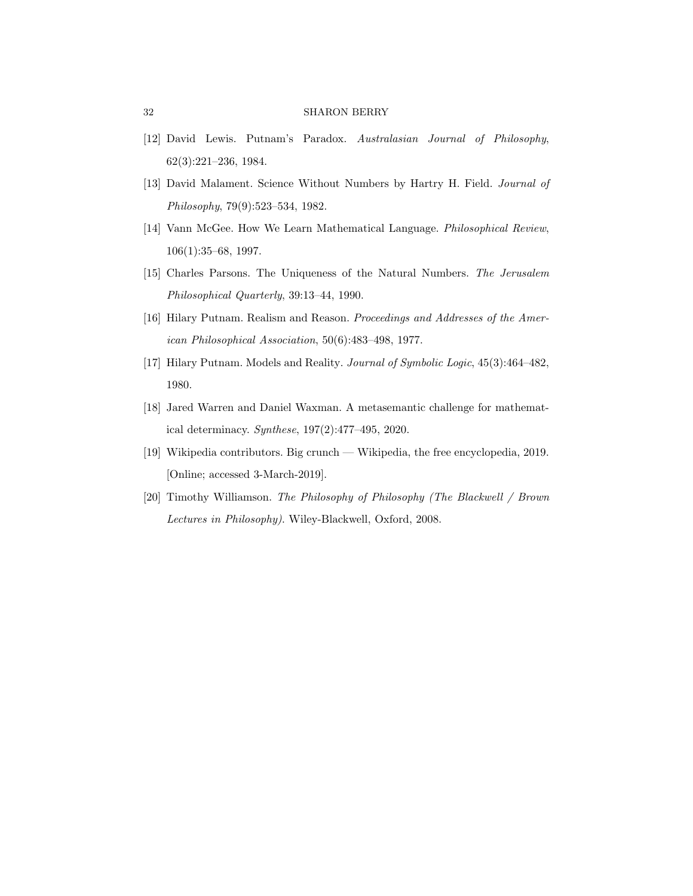[12] David Lewis. Putnam's Paradox. *Australasian Journal of Philosophy*, 62(3):221–236, 1984.

[13] David Malament. Science Without Numbers by Hartry H. Field. *Journal of Philosophy*, 79(9):523–534, 1982.

[14] Vann McGee. How We Learn Mathematical Language. *Philosophical Review*, 106(1):35–68, 1997.

[15] Charles Parsons. The Uniqueness of the Natural Numbers. *The Jerusalem Philosophical Quarterly*, 39:13–44, 1990.

[16] Hilary Putnam. Realism and Reason. *Proceedings and Addresses of the American Philosophical Association*, 50(6):483–498, 1977.

[17] Hilary Putnam. Models and Reality. *Journal of Symbolic Logic*, 45(3):464–482, 1980.

[18] Jared Warren and Daniel Waxman. A metasemantic challenge for mathematical determinacy. *Synthese*, 197(2):477–495, 2020.

[19] Wikipedia contributors. Big crunch — Wikipedia, the free encyclopedia, 2019. [Online; accessed 3-March-2019].

[20] Timothy Williamson. *The Philosophy of Philosophy (The Blackwell / Brown Lectures in Philosophy)*. Wiley-Blackwell, Oxford, 2008.